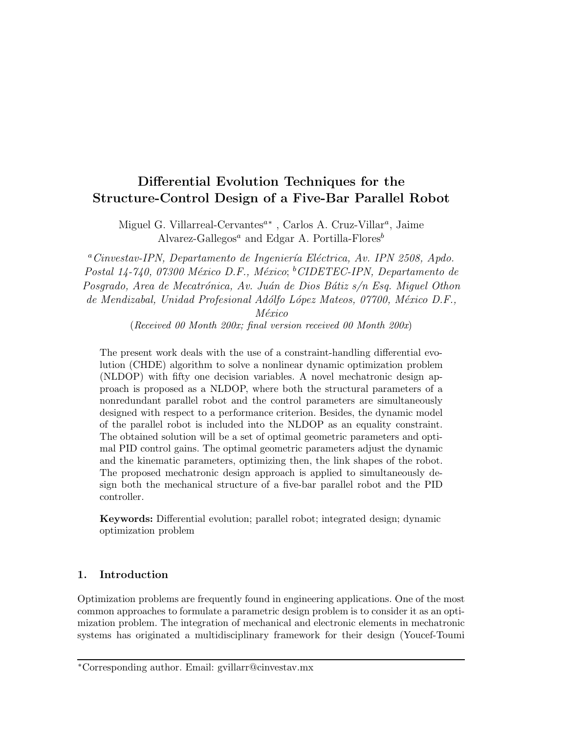# Differential Evolution Techniques for the Structure-Control Design of a Five-Bar Parallel Robot

Miguel G. Villarreal-Cervantes[a∗], Carlos A. Cruz-Villar[a], Jaime Alvarez-Gallegos[a] and Edgar A. Portilla-Flores[b]

[a] *Cinvestav-IPN, Departamento de Ingeniería Eléctrica, Av. IPN 2508, Apdo. Postal 14-740, 07300 México D.F., México*; [b] *CIDETEC-IPN, Departamento de Posgrado, Area de Mecatrónica, Av. Juán de Dios Bátiz s/n Esq. Miguel Othon de Mendizabal, Unidad Profesional Adólfo López Mateos, 07700, México D.F., México*

(*Received 00 Month 200x; final version received 00 Month 200x*)

The present work deals with the use of a constraint-handling differential evolution (CHDE) algorithm to solve a nonlinear dynamic optimization problem (NLDOP) with fifty one decision variables. A novel mechatronic design approach is proposed as a NLDOP, where both the structural parameters of a nonredundant parallel robot and the control parameters are simultaneously designed with respect to a performance criterion. Besides, the dynamic model of the parallel robot is included into the NLDOP as an equality constraint. The obtained solution will be a set of optimal geometric parameters and optimal PID control gains. The optimal geometric parameters adjust the dynamic and the kinematic parameters, optimizing then, the link shapes of the robot. The proposed mechatronic design approach is applied to simultaneously design both the mechanical structure of a five-bar parallel robot and the PID controller.

**Keywords:** Differential evolution; parallel robot; integrated design; dynamic optimization problem

## 1. Introduction

Optimization problems are frequently found in engineering applications. One of the most common approaches to formulate a parametric design problem is to consider it as an optimization problem. The integration of mechanical and electronic elements in mechatronic systems has originated a multidisciplinary framework for their design (Youcef-Toumi

∗Corresponding author. Email: gvillarr@cinvestav.mx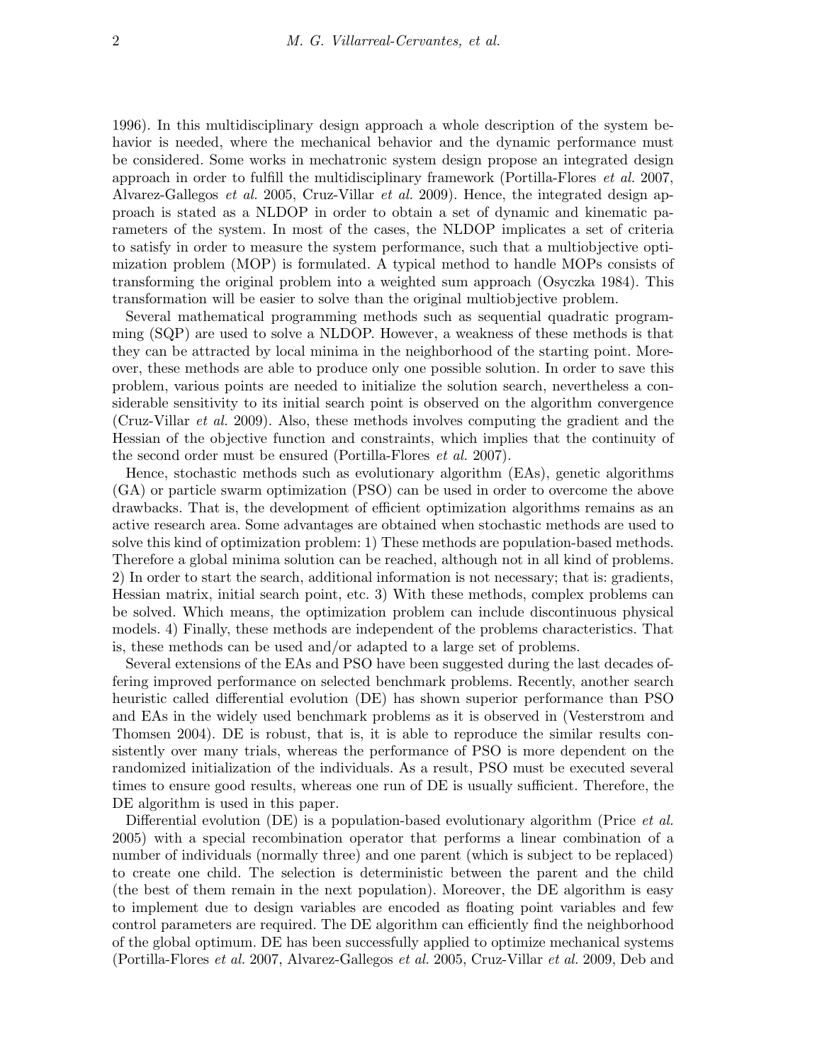1996). In this multidisciplinary design approach a whole description of the system behavior is needed, where the mechanical behavior and the dynamic performance must be considered. Some works in mechatronic system design propose an integrated design approach in order to fulfill the multidisciplinary framework (Portilla-Flores *et al.* 2007, Alvarez-Gallegos *et al.* 2005, Cruz-Villar *et al.* 2009). Hence, the integrated design approach is stated as a NLDOP in order to obtain a set of dynamic and kinematic parameters of the system. In most of the cases, the NLDOP implicates a set of criteria to satisfy in order to measure the system performance, such that a multiobjective optimization problem (MOP) is formulated. A typical method to handle MOPs consists of transforming the original problem into a weighted sum approach (Osyczka 1984). This transformation will be easier to solve than the original multiobjective problem.

Several mathematical programming methods such as sequential quadratic programming (SQP) are used to solve a NLDOP. However, a weakness of these methods is that they can be attracted by local minima in the neighborhood of the starting point. Moreover, these methods are able to produce only one possible solution. In order to save this problem, various points are needed to initialize the solution search, nevertheless a considerable sensitivity to its initial search point is observed on the algorithm convergence (Cruz-Villar *et al.* 2009). Also, these methods involves computing the gradient and the Hessian of the objective function and constraints, which implies that the continuity of the second order must be ensured (Portilla-Flores *et al.* 2007).

Hence, stochastic methods such as evolutionary algorithm (EAs), genetic algorithms (GA) or particle swarm optimization (PSO) can be used in order to overcome the above drawbacks. That is, the development of efficient optimization algorithms remains as an active research area. Some advantages are obtained when stochastic methods are used to solve this kind of optimization problem: 1) These methods are population-based methods. Therefore a global minima solution can be reached, although not in all kind of problems. 2) In order to start the search, additional information is not necessary; that is: gradients, Hessian matrix, initial search point, etc. 3) With these methods, complex problems can be solved. Which means, the optimization problem can include discontinuous physical models. 4) Finally, these methods are independent of the problems characteristics. That is, these methods can be used and/or adapted to a large set of problems.

Several extensions of the EAs and PSO have been suggested during the last decades offering improved performance on selected benchmark problems. Recently, another search heuristic called differential evolution (DE) has shown superior performance than PSO and EAs in the widely used benchmark problems as it is observed in (Vesterstrom and Thomsen 2004). DE is robust, that is, it is able to reproduce the similar results consistently over many trials, whereas the performance of PSO is more dependent on the randomized initialization of the individuals. As a result, PSO must be executed several times to ensure good results, whereas one run of DE is usually sufficient. Therefore, the DE algorithm is used in this paper.

Differential evolution (DE) is a population-based evolutionary algorithm (Price *et al.* 2005) with a special recombination operator that performs a linear combination of a number of individuals (normally three) and one parent (which is subject to be replaced) to create one child. The selection is deterministic between the parent and the child (the best of them remain in the next population). Moreover, the DE algorithm is easy to implement due to design variables are encoded as floating point variables and few control parameters are required. The DE algorithm can efficiently find the neighborhood of the global optimum. DE has been successfully applied to optimize mechanical systems (Portilla-Flores *et al.* 2007, Alvarez-Gallegos *et al.* 2005, Cruz-Villar *et al.* 2009, Deb and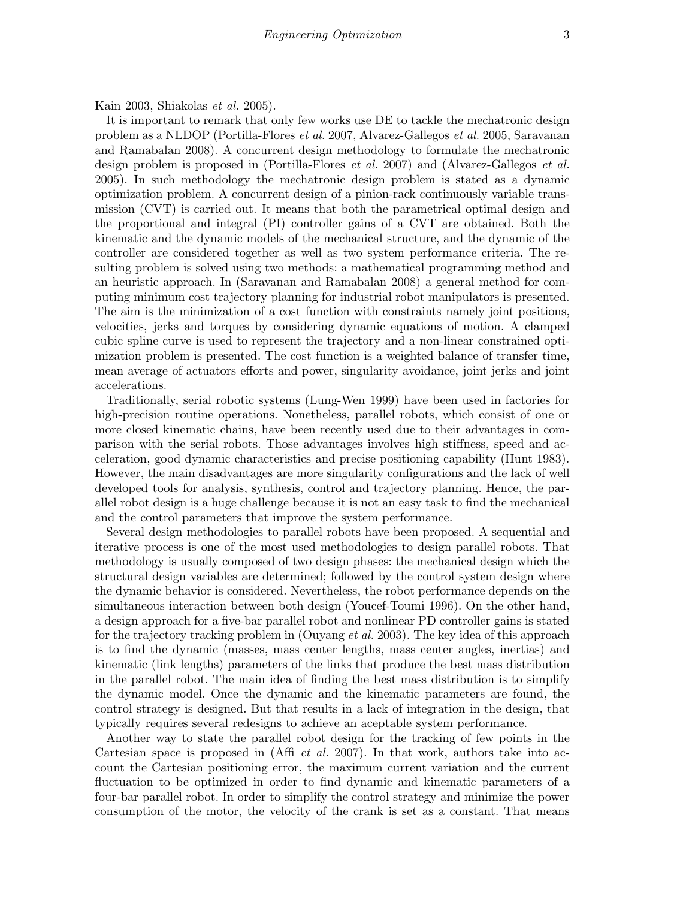Kain 2003, Shiakolas *et al.* 2005).

It is important to remark that only few works use DE to tackle the mechatronic design problem as a NLDOP (Portilla-Flores *et al.* 2007, Alvarez-Gallegos *et al.* 2005, Saravanan and Ramabalan 2008). A concurrent design methodology to formulate the mechatronic design problem is proposed in (Portilla-Flores *et al.* 2007) and (Alvarez-Gallegos *et al.* 2005). In such methodology the mechatronic design problem is stated as a dynamic optimization problem. A concurrent design of a pinion-rack continuously variable transmission (CVT) is carried out. It means that both the parametrical optimal design and the proportional and integral (PI) controller gains of a CVT are obtained. Both the kinematic and the dynamic models of the mechanical structure, and the dynamic of the controller are considered together as well as two system performance criteria. The resulting problem is solved using two methods: a mathematical programming method and an heuristic approach. In (Saravanan and Ramabalan 2008) a general method for computing minimum cost trajectory planning for industrial robot manipulators is presented. The aim is the minimization of a cost function with constraints namely joint positions, velocities, jerks and torques by considering dynamic equations of motion. A clamped cubic spline curve is used to represent the trajectory and a non-linear constrained optimization problem is presented. The cost function is a weighted balance of transfer time, mean average of actuators efforts and power, singularity avoidance, joint jerks and joint accelerations.

Traditionally, serial robotic systems (Lung-Wen 1999) have been used in factories for high-precision routine operations. Nonetheless, parallel robots, which consist of one or more closed kinematic chains, have been recently used due to their advantages in comparison with the serial robots. Those advantages involves high stiffness, speed and acceleration, good dynamic characteristics and precise positioning capability (Hunt 1983). However, the main disadvantages are more singularity configurations and the lack of well developed tools for analysis, synthesis, control and trajectory planning. Hence, the parallel robot design is a huge challenge because it is not an easy task to find the mechanical and the control parameters that improve the system performance.

Several design methodologies to parallel robots have been proposed. A sequential and iterative process is one of the most used methodologies to design parallel robots. That methodology is usually composed of two design phases: the mechanical design which the structural design variables are determined; followed by the control system design where the dynamic behavior is considered. Nevertheless, the robot performance depends on the simultaneous interaction between both design (Youcef-Toumi 1996). On the other hand, a design approach for a five-bar parallel robot and nonlinear PD controller gains is stated for the trajectory tracking problem in (Ouyang *et al.* 2003). The key idea of this approach is to find the dynamic (masses, mass center lengths, mass center angles, inertias) and kinematic (link lengths) parameters of the links that produce the best mass distribution in the parallel robot. The main idea of finding the best mass distribution is to simplify the dynamic model. Once the dynamic and the kinematic parameters are found, the control strategy is designed. But that results in a lack of integration in the design, that typically requires several redesigns to achieve an aceptable system performance.

Another way to state the parallel robot design for the tracking of few points in the Cartesian space is proposed in (Affi *et al.* 2007). In that work, authors take into account the Cartesian positioning error, the maximum current variation and the current fluctuation to be optimized in order to find dynamic and kinematic parameters of a four-bar parallel robot. In order to simplify the control strategy and minimize the power consumption of the motor, the velocity of the crank is set as a constant. That means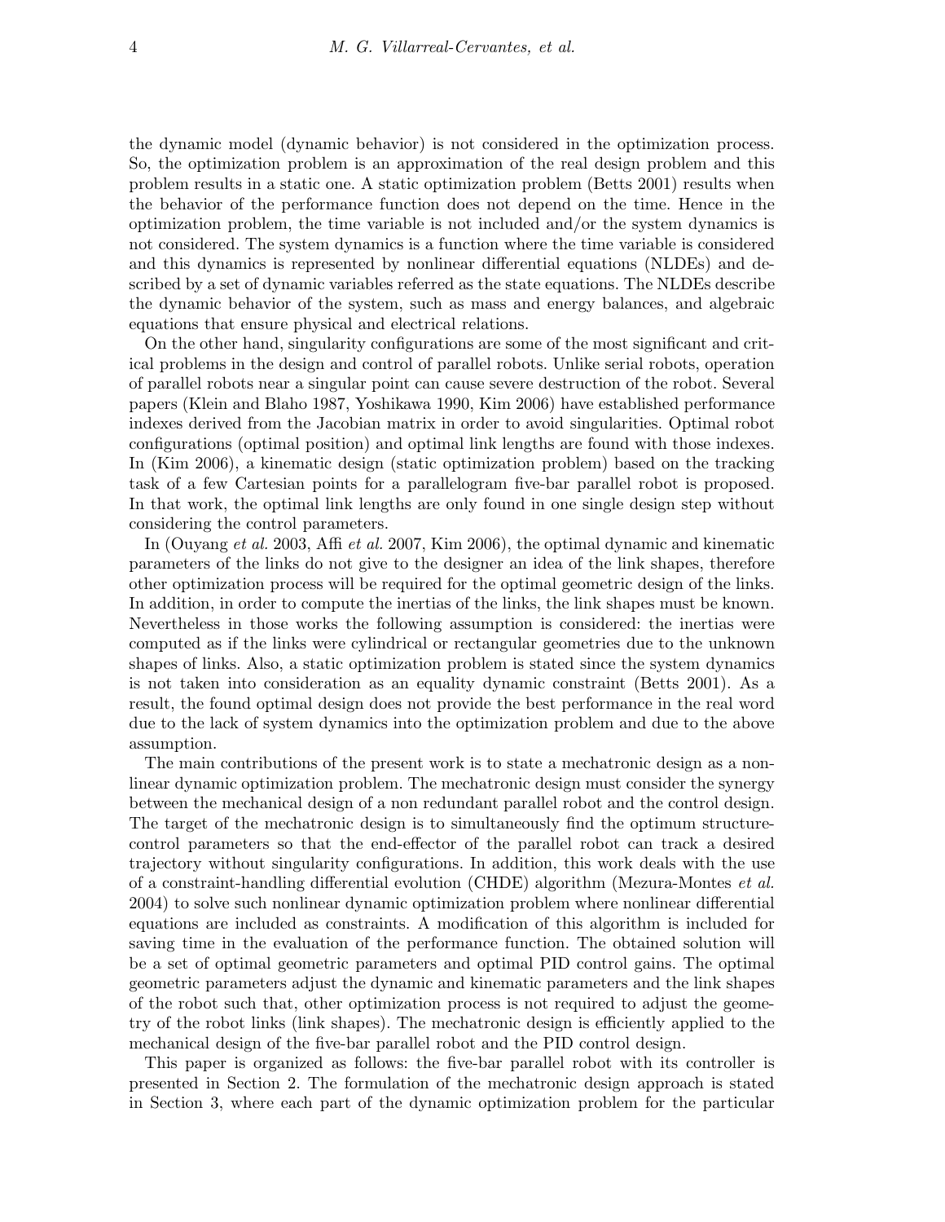the dynamic model (dynamic behavior) is not considered in the optimization process. So, the optimization problem is an approximation of the real design problem and this problem results in a static one. A static optimization problem (Betts 2001) results when the behavior of the performance function does not depend on the time. Hence in the optimization problem, the time variable is not included and/or the system dynamics is not considered. The system dynamics is a function where the time variable is considered and this dynamics is represented by nonlinear differential equations (NLDEs) and described by a set of dynamic variables referred as the state equations. The NLDEs describe the dynamic behavior of the system, such as mass and energy balances, and algebraic equations that ensure physical and electrical relations.

On the other hand, singularity configurations are some of the most significant and critical problems in the design and control of parallel robots. Unlike serial robots, operation of parallel robots near a singular point can cause severe destruction of the robot. Several papers (Klein and Blaho 1987, Yoshikawa 1990, Kim 2006) have established performance indexes derived from the Jacobian matrix in order to avoid singularities. Optimal robot configurations (optimal position) and optimal link lengths are found with those indexes. In (Kim 2006), a kinematic design (static optimization problem) based on the tracking task of a few Cartesian points for a parallelogram five-bar parallel robot is proposed. In that work, the optimal link lengths are only found in one single design step without considering the control parameters.

In (Ouyang *et al.* 2003, Affi *et al.* 2007, Kim 2006), the optimal dynamic and kinematic parameters of the links do not give to the designer an idea of the link shapes, therefore other optimization process will be required for the optimal geometric design of the links. In addition, in order to compute the inertias of the links, the link shapes must be known. Nevertheless in those works the following assumption is considered: the inertias were computed as if the links were cylindrical or rectangular geometries due to the unknown shapes of links. Also, a static optimization problem is stated since the system dynamics is not taken into consideration as an equality dynamic constraint (Betts 2001). As a result, the found optimal design does not provide the best performance in the real word due to the lack of system dynamics into the optimization problem and due to the above assumption.

The main contributions of the present work is to state a mechatronic design as a nonlinear dynamic optimization problem. The mechatronic design must consider the synergy between the mechanical design of a non redundant parallel robot and the control design. The target of the mechatronic design is to simultaneously find the optimum structure-control parameters so that the end-effector of the parallel robot can track a desired trajectory without singularity configurations. In addition, this work deals with the use of a constraint-handling differential evolution (CHDE) algorithm (Mezura-Montes *et al.* 2004) to solve such nonlinear dynamic optimization problem where nonlinear differential equations are included as constraints. A modification of this algorithm is included for saving time in the evaluation of the performance function. The obtained solution will be a set of optimal geometric parameters and optimal PID control gains. The optimal geometric parameters adjust the dynamic and kinematic parameters and the link shapes of the robot such that, other optimization process is not required to adjust the geometry of the robot links (link shapes). The mechatronic design is efficiently applied to the mechanical design of the five-bar parallel robot and the PID control design.

This paper is organized as follows: the five-bar parallel robot with its controller is presented in Section 2. The formulation of the mechatronic design approach is stated in Section 3, where each part of the dynamic optimization problem for the particular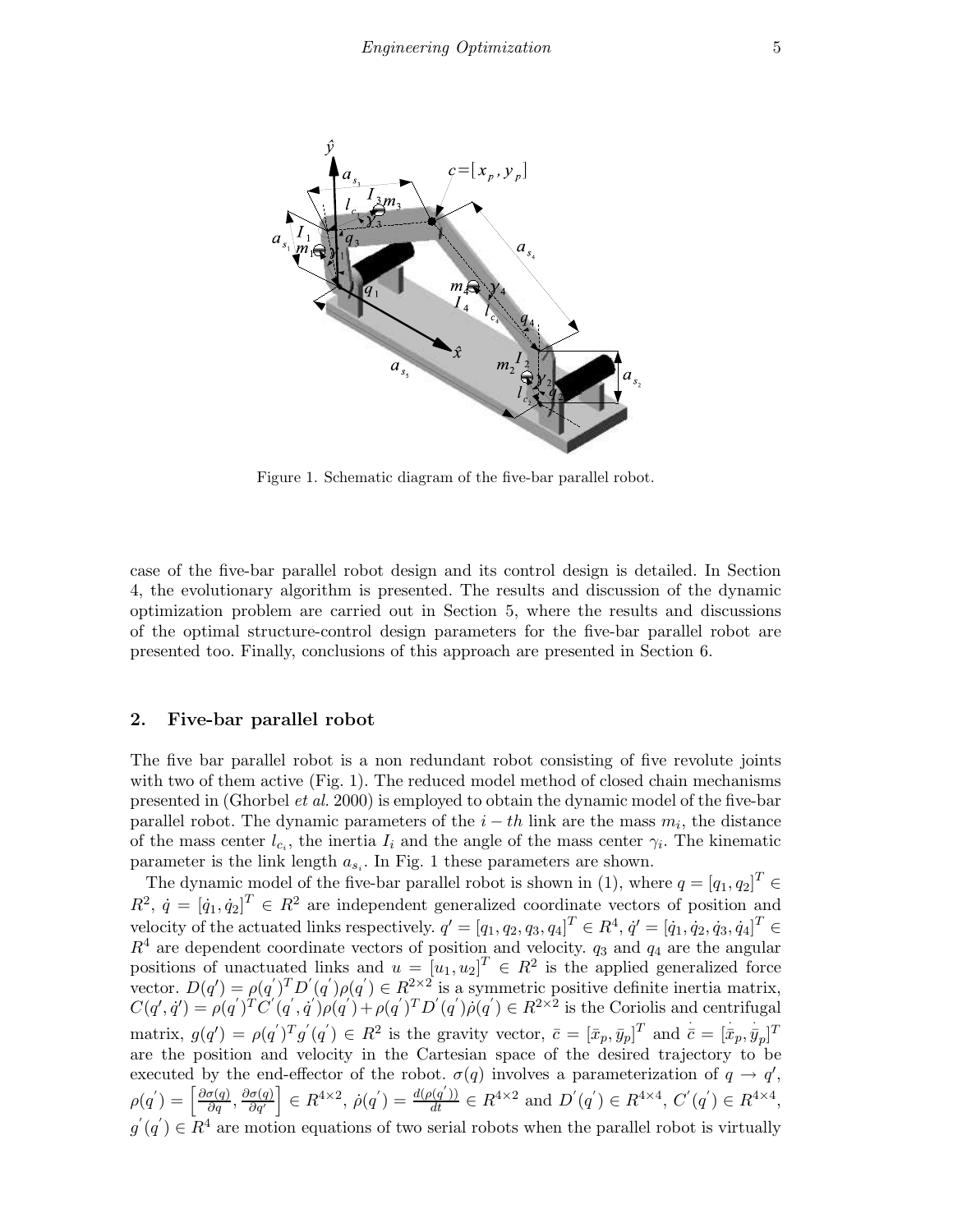Figure 1. Schematic diagram of the five-bar parallel robot.

case of the five-bar parallel robot design and its control design is detailed. In Section 4, the evolutionary algorithm is presented. The results and discussion of the dynamic optimization problem are carried out in Section 5, where the results and discussions of the optimal structure-control design parameters for the five-bar parallel robot are presented too. Finally, conclusions of this approach are presented in Section 6.

## 2. Five-bar parallel robot

The five bar parallel robot is a non redundant robot consisting of five revolute joints with two of them active (Fig. 1). The reduced model method of closed chain mechanisms presented in (Ghorbel *et al.* 2000) is employed to obtain the dynamic model of the five-bar parallel robot. The dynamic parameters of the $i-th$ link are the mass $m_i$, the distance of the mass center $l_{c_i}$, the inertia $I_i$ and the angle of the mass center $\gamma_i$. The kinematic parameter is the link length $a_{s_i}$. In Fig. 1 these parameters are shown.

The dynamic model of the five-bar parallel robot is shown in (1), where $q = [q_1, q_2]^T \in R^2$, $\dot{q} = [\dot{q}_1, \dot{q}_2]^T \in R^2$ are independent generalized coordinate vectors of position and velocity of the actuated links respectively. $q' = [q_1, q_2, q_3, q_4]^T \in R^4$, $\dot{q}' = [\dot{q}_1, \dot{q}_2, \dot{q}_3, \dot{q}_4]^T \in R^4$ are dependent coordinate vectors of position and velocity. $q_3$ and $q_4$ are the angular positions of unactuated links and $u = [u_1, u_2]^T \in R^2$ is the applied generalized force vector. $D(q') = \rho(q')^T D'(q')\rho(q') \in R^{2\times 2}$ is a symmetric positive definite inertia matrix, $C(q', \dot{q}') = \rho(q')^T C'(q', \dot{q}')\rho(q') + \rho(q')^T D'(q')\dot{\rho}(q') \in R^{2\times 2}$ is the Coriolis and centrifugal matrix, $g(q') = \rho(q')^T g'(q') \in R^2$ is the gravity vector, $\bar{c} = [\bar{x}_p, \bar{y}_p]^T$ and $\dot{\bar{c}} = [\dot{\bar{x}}_p, \dot{\bar{y}}_p]^T$ are the position and velocity in the Cartesian space of the desired trajectory to be executed by the end-effector of the robot. $\sigma(q)$ involves a parameterization of $q \rightarrow q'$, $\rho(q') = \left[\frac{\partial \sigma(q)}{\partial q}, \frac{\partial \sigma(q)}{\partial q'}\right] \in R^{4\times 2}$, $\dot{\rho}(q') = \frac{d(\rho(q'))}{dt} \in R^{4\times 2}$ and $D'(q') \in R^{4\times 4}$, $C'(q') \in R^{4\times 4}$, $g'(q') \in R^4$ are motion equations of two serial robots when the parallel robot is virtually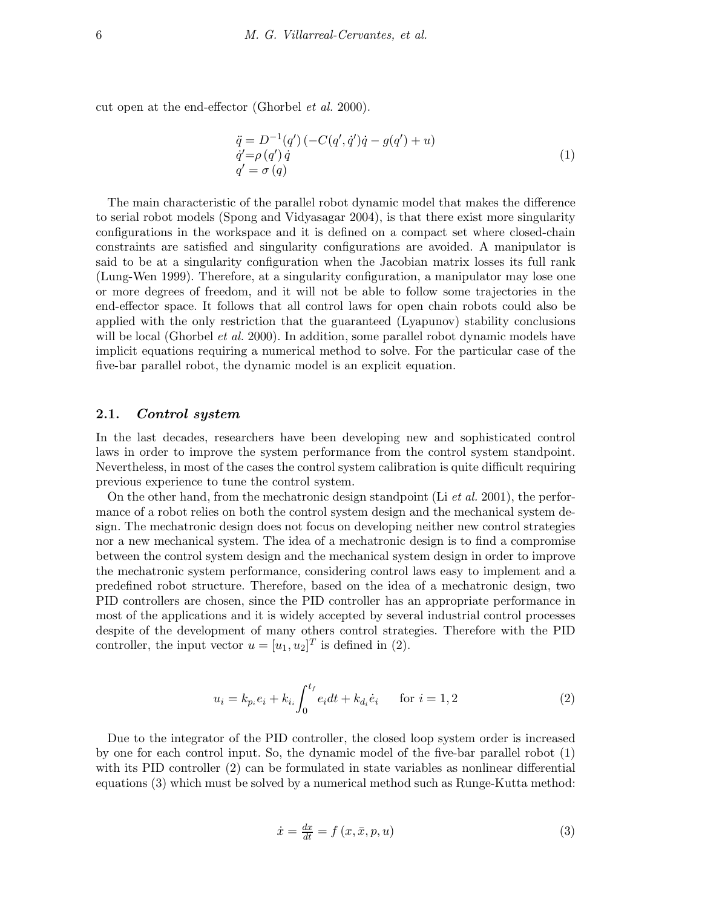cut open at the end-effector (Ghorbel *et al.* 2000).

$$
\begin{array}{l}
\ddot{q} = D^{-1}(q')\left(-C(q',\dot{q}')\dot{q} - g(q') + u\right) \\
\dot{q}' = \rho\left(q'\right)\dot{q} \\
q' = \sigma\left(q\right)
\end{array}
\tag{1}
$$

The main characteristic of the parallel robot dynamic model that makes the difference to serial robot models (Spong and Vidyasagar 2004), is that there exist more singularity configurations in the workspace and it is defined on a compact set where closed-chain constraints are satisfied and singularity configurations are avoided. A manipulator is said to be at a singularity configuration when the Jacobian matrix losses its full rank (Lung-Wen 1999). Therefore, at a singularity configuration, a manipulator may lose one or more degrees of freedom, and it will not be able to follow some trajectories in the end-effector space. It follows that all control laws for open chain robots could also be applied with the only restriction that the guaranteed (Lyapunov) stability conclusions will be local (Ghorbel *et al.* 2000). In addition, some parallel robot dynamic models have implicit equations requiring a numerical method to solve. For the particular case of the five-bar parallel robot, the dynamic model is an explicit equation.

### 2.1. *Control system*

In the last decades, researchers have been developing new and sophisticated control laws in order to improve the system performance from the control system standpoint. Nevertheless, in most of the cases the control system calibration is quite difficult requiring previous experience to tune the control system.

On the other hand, from the mechatronic design standpoint (Li *et al.* 2001), the performance of a robot relies on both the control system design and the mechanical system design. The mechatronic design does not focus on developing neither new control strategies nor a new mechanical system. The idea of a mechatronic design is to find a compromise between the control system design and the mechanical system design in order to improve the mechatronic system performance, considering control laws easy to implement and a predefined robot structure. Therefore, based on the idea of a mechatronic design, two PID controllers are chosen, since the PID controller has an appropriate performance in most of the applications and it is widely accepted by several industrial control processes despite of the development of many others control strategies. Therefore with the PID controller, the input vector $u = [u_1, u_2]^T$ is defined in (2).

$$
u_i = k_{p_i} e_i + k_{i_i} \int_0^{t_f} e_i dt + k_{d_i} \dot{e}_i \qquad \text{for } i = 1, 2 \tag{2}
$$

Due to the integrator of the PID controller, the closed loop system order is increased by one for each control input. So, the dynamic model of the five-bar parallel robot (1) with its PID controller (2) can be formulated in state variables as nonlinear differential equations (3) which must be solved by a numerical method such as Runge-Kutta method:

$$
\dot{x} = \tfrac{dx}{dt} = f\left(x, \bar{x}, p, u\right) \tag{3}
$$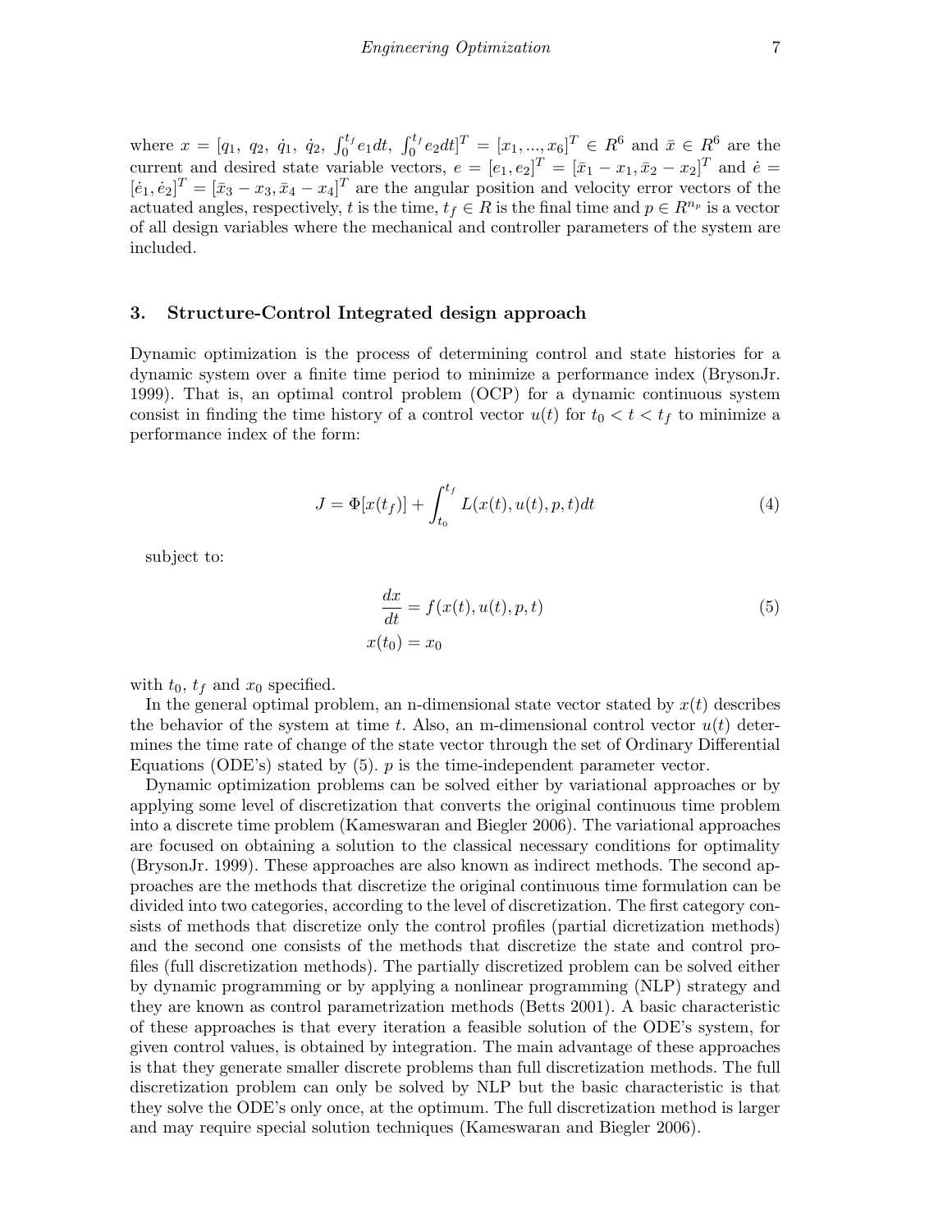where $x = [q_1,\ q_2,\ \dot{q}_1,\ \dot{q}_2,\ \int_0^{t_f} e_1 dt,\ \int_0^{t_f} e_2 dt]^T = [x_1, ..., x_6]^T \in R^6$ and $\bar{x} \in R^6$ are the current and desired state variable vectors, $e = [e_1, e_2]^T = [\bar{x}_1 - x_1, \bar{x}_2 - x_2]^T$ and $\dot{e} = [\dot{e}_1, \dot{e}_2]^T = [\bar{x}_3 - x_3, \bar{x}_4 - x_4]^T$ are the angular position and velocity error vectors of the actuated angles, respectively, $t$ is the time, $t_f \in R$ is the final time and $p \in R^{n_p}$ is a vector of all design variables where the mechanical and controller parameters of the system are included.

## 3. Structure-Control Integrated design approach

Dynamic optimization is the process of determining control and state histories for a dynamic system over a finite time period to minimize a performance index (BrysonJr. 1999). That is, an optimal control problem (OCP) for a dynamic continuous system consist in finding the time history of a control vector $u(t)$ for $t_0 < t < t_f$ to minimize a performance index of the form:

$$J = \Phi[x(t_f)] + \int_{t_0}^{t_f} L(x(t), u(t), p, t)dt \tag{4}$$

subject to:

$$\begin{aligned} \frac{dx}{dt} &= f(x(t), u(t), p, t) \\ x(t_0) &= x_0 \end{aligned} \tag{5}$$

with $t_0$, $t_f$ and $x_0$ specified.

In the general optimal problem, an n-dimensional state vector stated by $x(t)$ describes the behavior of the system at time $t$. Also, an m-dimensional control vector $u(t)$ determines the time rate of change of the state vector through the set of Ordinary Differential Equations (ODE's) stated by (5). $p$ is the time-independent parameter vector.

Dynamic optimization problems can be solved either by variational approaches or by applying some level of discretization that converts the original continuous time problem into a discrete time problem (Kameswaran and Biegler 2006). The variational approaches are focused on obtaining a solution to the classical necessary conditions for optimality (BrysonJr. 1999). These approaches are also known as indirect methods. The second approaches are the methods that discretize the original continuous time formulation can be divided into two categories, according to the level of discretization. The first category consists of methods that discretize only the control profiles (partial dicretization methods) and the second one consists of the methods that discretize the state and control profiles (full discretization methods). The partially discretized problem can be solved either by dynamic programming or by applying a nonlinear programming (NLP) strategy and they are known as control parametrization methods (Betts 2001). A basic characteristic of these approaches is that every iteration a feasible solution of the ODE's system, for given control values, is obtained by integration. The main advantage of these approaches is that they generate smaller discrete problems than full discretization methods. The full discretization problem can only be solved by NLP but the basic characteristic is that they solve the ODE's only once, at the optimum. The full discretization method is larger and may require special solution techniques (Kameswaran and Biegler 2006).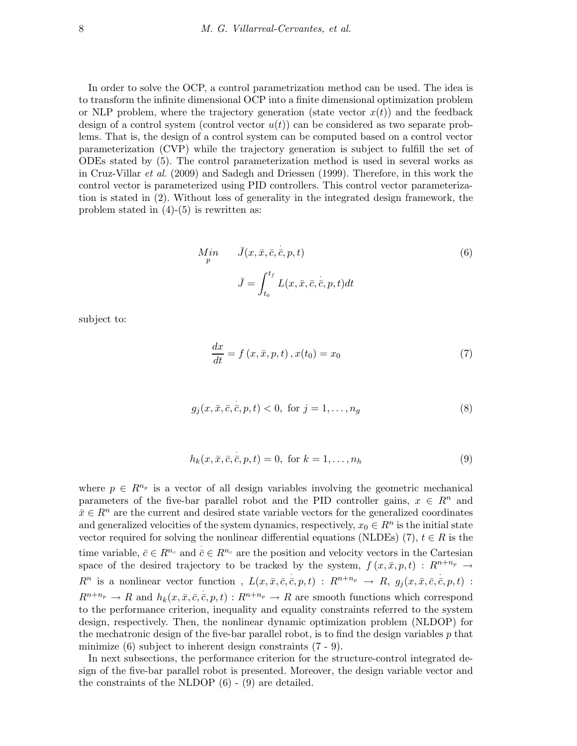In order to solve the OCP, a control parametrization method can be used. The idea is to transform the infinite dimensional OCP into a finite dimensional optimization problem or NLP problem, where the trajectory generation (state vector $x(t)$) and the feedback design of a control system (control vector $u(t)$) can be considered as two separate problems. That is, the design of a control system can be computed based on a control vector parameterization (CVP) while the trajectory generation is subject to fulfill the set of ODEs stated by (5). The control parameterization method is used in several works as in Cruz-Villar *et al.* (2009) and Sadegh and Driessen (1999). Therefore, in this work the control vector is parameterized using PID controllers. This control vector parameterization is stated in (2). Without loss of generality in the integrated design framework, the problem stated in (4)-(5) is rewritten as:

$$\underset{p}{Min} \qquad \bar{J}(x, \bar{x}, \bar{c}, \dot{\bar{c}}, p, t) \tag{6}$$

$$\bar{J} = \int_{t_0}^{t_f} L(x, \bar{x}, \bar{c}, \dot{\bar{c}}, p, t)dt$$

subject to:

$$\frac{dx}{dt} = f\left(x, \bar{x}, p, t\right), x(t_0) = x_0 \tag{7}$$

$$g_j(x, \bar{x}, \bar{c}, \dot{\bar{c}}, p, t) < 0, \text{ for } j = 1, \ldots, n_g \tag{8}$$

$$h_k(x, \bar{x}, \bar{c}, \dot{\bar{c}}, p, t) = 0, \text{ for } k = 1, \ldots, n_h \tag{9}$$

where $p \in R^{n_p}$ is a vector of all design variables involving the geometric mechanical parameters of the five-bar parallel robot and the PID controller gains, $x \in R^n$ and $\bar{x} \in R^n$ are the current and desired state variable vectors for the generalized coordinates and generalized velocities of the system dynamics, respectively, $x_0 \in R^n$ is the initial state vector required for solving the nonlinear differential equations (NLDEs) (7), $t \in R$ is the time variable, $\bar{c} \in R^{n_c}$ and $\dot{\bar{c}} \in R^{n_c}$ are the position and velocity vectors in the Cartesian space of the desired trajectory to be tracked by the system, $f\left(x, \bar{x}, p, t\right) : R^{n+n_p} \rightarrow R^n$ is a nonlinear vector function , $L(x, \bar{x}, \bar{c}, \dot{\bar{c}}, p, t) : R^{n+n_p} \rightarrow R$, $g_j(x, \bar{x}, \bar{c}, \dot{\bar{c}}, p, t) : R^{n+n_p} \rightarrow R$ and $h_k(x, \bar{x}, \bar{c}, \dot{\bar{c}}, p, t) : R^{n+n_p} \rightarrow R$ are smooth functions which correspond to the performance criterion, inequality and equality constraints referred to the system design, respectively. Then, the nonlinear dynamic optimization problem (NLDOP) for the mechatronic design of the five-bar parallel robot, is to find the design variables $p$ that minimize (6) subject to inherent design constraints (7 - 9).

In next subsections, the performance criterion for the structure-control integrated design of the five-bar parallel robot is presented. Moreover, the design variable vector and the constraints of the NLDOP (6) - (9) are detailed.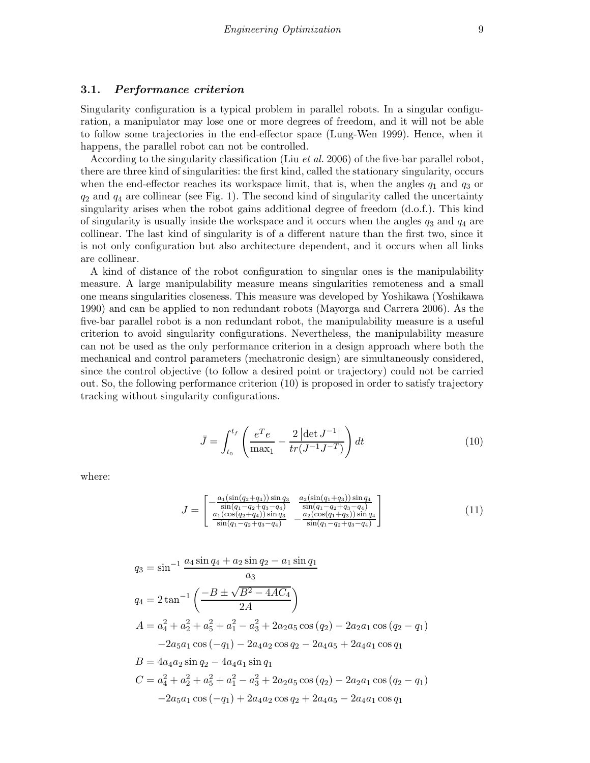### 3.1. *Performance criterion*

Singularity configuration is a typical problem in parallel robots. In a singular configuration, a manipulator may lose one or more degrees of freedom, and it will not be able to follow some trajectories in the end-effector space (Lung-Wen 1999). Hence, when it happens, the parallel robot can not be controlled.

According to the singularity classification (Liu *et al.* 2006) of the five-bar parallel robot, there are three kind of singularities: the first kind, called the stationary singularity, occurs when the end-effector reaches its workspace limit, that is, when the angles $q_1$ and $q_3$ or $q_2$ and $q_4$ are collinear (see Fig. 1). The second kind of singularity called the uncertainty singularity arises when the robot gains additional degree of freedom (d.o.f.). This kind of singularity is usually inside the workspace and it occurs when the angles $q_3$ and $q_4$ are collinear. The last kind of singularity is of a different nature than the first two, since it is not only configuration but also architecture dependent, and it occurs when all links are collinear.

A kind of distance of the robot configuration to singular ones is the manipulability measure. A large manipulability measure means singularities remoteness and a small one means singularities closeness. This measure was developed by Yoshikawa (Yoshikawa 1990) and can be applied to non redundant robots (Mayorga and Carrera 2006). As the five-bar parallel robot is a non redundant robot, the manipulability measure is a useful criterion to avoid singularity configurations. Nevertheless, the manipulability measure can not be used as the only performance criterion in a design approach where both the mechanical and control parameters (mechatronic design) are simultaneously considered, since the control objective (to follow a desired point or trajectory) could not be carried out. So, the following performance criterion (10) is proposed in order to satisfy trajectory tracking without singularity configurations.

$$\bar{J} = \int_{t_0}^{t_f} \left( \frac{e^T e}{\max_1} - \frac{2\left|\det J^{-1}\right|}{tr(J^{-1}J^{-T})} \right) dt \tag{10}$$

where:

$$J = \begin{bmatrix} -\frac{a_1(\sin(q_2+q_4))\sin q_3}{\sin(q_1-q_2+q_3-q_4)} & \frac{a_2(\sin(q_1+q_3))\sin q_4}{\sin(q_1-q_2+q_3-q_4)} \\ \frac{a_1(\cos(q_2+q_4))\sin q_3}{\sin(q_1-q_2+q_3-q_4)} & -\frac{a_2(\cos(q_1+q_3))\sin q_4}{\sin(q_1-q_2+q_3-q_4)} \end{bmatrix} \tag{11}$$

$$\begin{aligned}
q_3 &= \sin^{-1}\frac{a_4\sin q_4 + a_2\sin q_2 - a_1\sin q_1}{a_3} \\
q_4 &= 2\tan^{-1}\left(\frac{-B \pm \sqrt{B^2 - 4AC_4}}{2A}\right) \\
A &= a_4^2 + a_2^2 + a_5^2 + a_1^2 - a_3^2 + 2a_2a_5\cos(q_2) - 2a_2a_1\cos(q_2 - q_1) \\
&\quad -2a_5a_1\cos(-q_1) - 2a_4a_2\cos q_2 - 2a_4a_5 + 2a_4a_1\cos q_1 \\
B &= 4a_4a_2\sin q_2 - 4a_4a_1\sin q_1 \\
C &= a_4^2 + a_2^2 + a_5^2 + a_1^2 - a_3^2 + 2a_2a_5\cos(q_2) - 2a_2a_1\cos(q_2 - q_1) \\
&\quad -2a_5a_1\cos(-q_1) + 2a_4a_2\cos q_2 + 2a_4a_5 - 2a_4a_1\cos q_1
\end{aligned}$$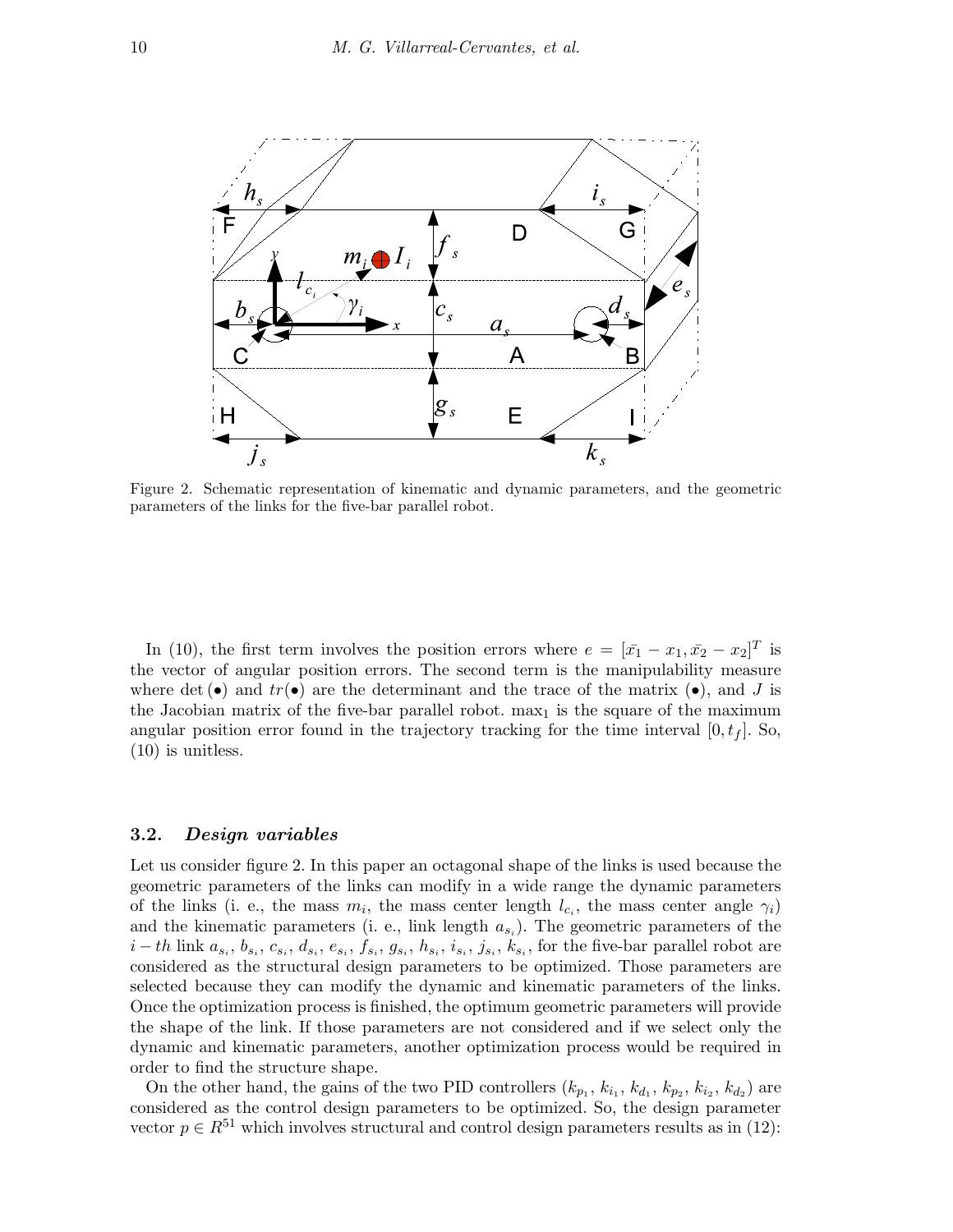Figure 2. Schematic representation of kinematic and dynamic parameters, and the geometric parameters of the links for the five-bar parallel robot.

In (10), the first term involves the position errors where $e = [\bar{x_1} - x_1, \bar{x_2} - x_2]^T$ is the vector of angular position errors. The second term is the manipulability measure where $\det(\bullet)$ and $tr(\bullet)$ are the determinant and the trace of the matrix $(\bullet)$, and $J$ is the Jacobian matrix of the five-bar parallel robot. $\max_1$ is the square of the maximum angular position error found in the trajectory tracking for the time interval $[0, t_f]$. So, (10) is unitless.

### 3.2. *Design variables*

Let us consider figure 2. In this paper an octagonal shape of the links is used because the geometric parameters of the links can modify in a wide range the dynamic parameters of the links (i. e., the mass $m_i$, the mass center length $l_{c_i}$, the mass center angle $\gamma_i$) and the kinematic parameters (i. e., link length $a_{s_i}$). The geometric parameters of the $i-th$ link $a_{s_i}$, $b_{s_i}$, $c_{s_i}$, $d_{s_i}$, $e_{s_i}$, $f_{s_i}$, $g_{s_i}$, $h_{s_i}$, $i_{s_i}$, $j_{s_i}$, $k_{s_i}$, for the five-bar parallel robot are considered as the structural design parameters to be optimized. Those parameters are selected because they can modify the dynamic and kinematic parameters of the links. Once the optimization process is finished, the optimum geometric parameters will provide the shape of the link. If those parameters are not considered and if we select only the dynamic and kinematic parameters, another optimization process would be required in order to find the structure shape.

On the other hand, the gains of the two PID controllers ($k_{p_1}$, $k_{i_1}$, $k_{d_1}$, $k_{p_2}$, $k_{i_2}$, $k_{d_2}$) are considered as the control design parameters to be optimized. So, the design parameter vector $p \in R^{51}$ which involves structural and control design parameters results as in (12):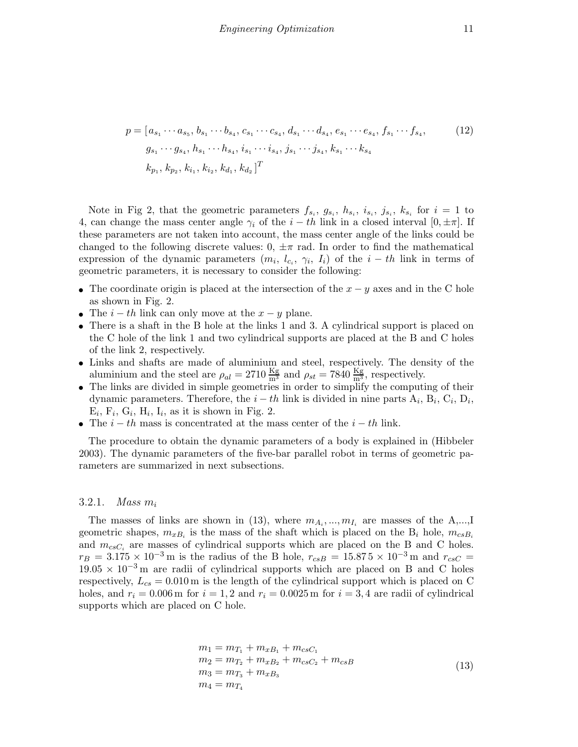$$
\begin{aligned}
p = [&a_{s_1} \cdots a_{s_5}, b_{s_1} \cdots b_{s_4}, c_{s_1} \cdots c_{s_4}, d_{s_1} \cdots d_{s_4}, e_{s_1} \cdots e_{s_4}, f_{s_1} \cdots f_{s_4}, \\
&g_{s_1} \cdots g_{s_4}, h_{s_1} \cdots h_{s_4}, i_{s_1} \cdots i_{s_4}, j_{s_1} \cdots j_{s_4}, k_{s_1} \cdots k_{s_4} \\
&k_{p_1}, k_{p_2}, k_{i_1}, k_{i_2}, k_{d_1}, k_{d_2}]^T
\end{aligned}
\tag{12}
$$

Note in Fig 2, that the geometric parameters $f_{s_i}$, $g_{s_i}$, $h_{s_i}$, $i_{s_i}$, $j_{s_i}$, $k_{s_i}$ for $i = 1$ to 4, can change the mass center angle $\gamma_i$ of the $i-th$ link in a closed interval $[0, \pm\pi]$. If these parameters are not taken into account, the mass center angle of the links could be changed to the following discrete values: 0, $\pm\pi$ rad. In order to find the mathematical expression of the dynamic parameters ($m_i$, $l_{c_i}$, $\gamma_i$, $I_i$) of the $i-th$ link in terms of geometric parameters, it is necessary to consider the following:

- The coordinate origin is placed at the intersection of the $x-y$ axes and in the C hole as shown in Fig. 2.
- The $i-th$ link can only move at the $x-y$ plane.
- There is a shaft in the B hole at the links 1 and 3. A cylindrical support is placed on the C hole of the link 1 and two cylindrical supports are placed at the B and C holes of the link 2, respectively.
- Links and shafts are made of aluminium and steel, respectively. The density of the aluminium and the steel are $\rho_{al} = 2710\,\frac{\text{Kg}}{\text{m}^3}$ and $\rho_{st} = 7840\,\frac{\text{Kg}}{\text{m}^3}$, respectively.
- The links are divided in simple geometries in order to simplify the computing of their dynamic parameters. Therefore, the $i-th$ link is divided in nine parts $\text{A}_i$, $\text{B}_i$, $\text{C}_i$, $\text{D}_i$, $\text{E}_i$, $\text{F}_i$, $\text{G}_i$, $\text{H}_i$, $\text{I}_i$, as it is shown in Fig. 2.
- The $i-th$ mass is concentrated at the mass center of the $i-th$ link.

The procedure to obtain the dynamic parameters of a body is explained in (Hibbeler 2003). The dynamic parameters of the five-bar parallel robot in terms of geometric parameters are summarized in next subsections.

### 3.2.1. *Mass $m_i$*

The masses of links are shown in (13), where $m_{A_i}, ..., m_{I_i}$ are masses of the A,...,I geometric shapes, $m_{xB_i}$ is the mass of the shaft which is placed on the $\text{B}_i$ hole, $m_{csB_i}$ and $m_{csC_i}$ are masses of cylindrical supports which are placed on the B and C holes. $r_B = 3.175 \times 10^{-3}\,\text{m}$ is the radius of the B hole, $r_{csB} = 15.875 \times 10^{-3}\,\text{m}$ and $r_{csC} = 19.05 \times 10^{-3}\,\text{m}$ are radii of cylindrical supports which are placed on B and C holes respectively, $L_{cs} = 0.010\,\text{m}$ is the length of the cylindrical support which is placed on C holes, and $r_i = 0.006\,\text{m}$ for $i = 1, 2$ and $r_i = 0.0025\,\text{m}$ for $i = 3, 4$ are radii of cylindrical supports which are placed on C hole.

$$
\begin{aligned}
m_1 &= m_{T_1} + m_{xB_1} + m_{csC_1} \\
m_2 &= m_{T_2} + m_{xB_2} + m_{csC_2} + m_{csB} \\
m_3 &= m_{T_3} + m_{xB_3} \\
m_4 &= m_{T_4}
\end{aligned}
\tag{13}
$$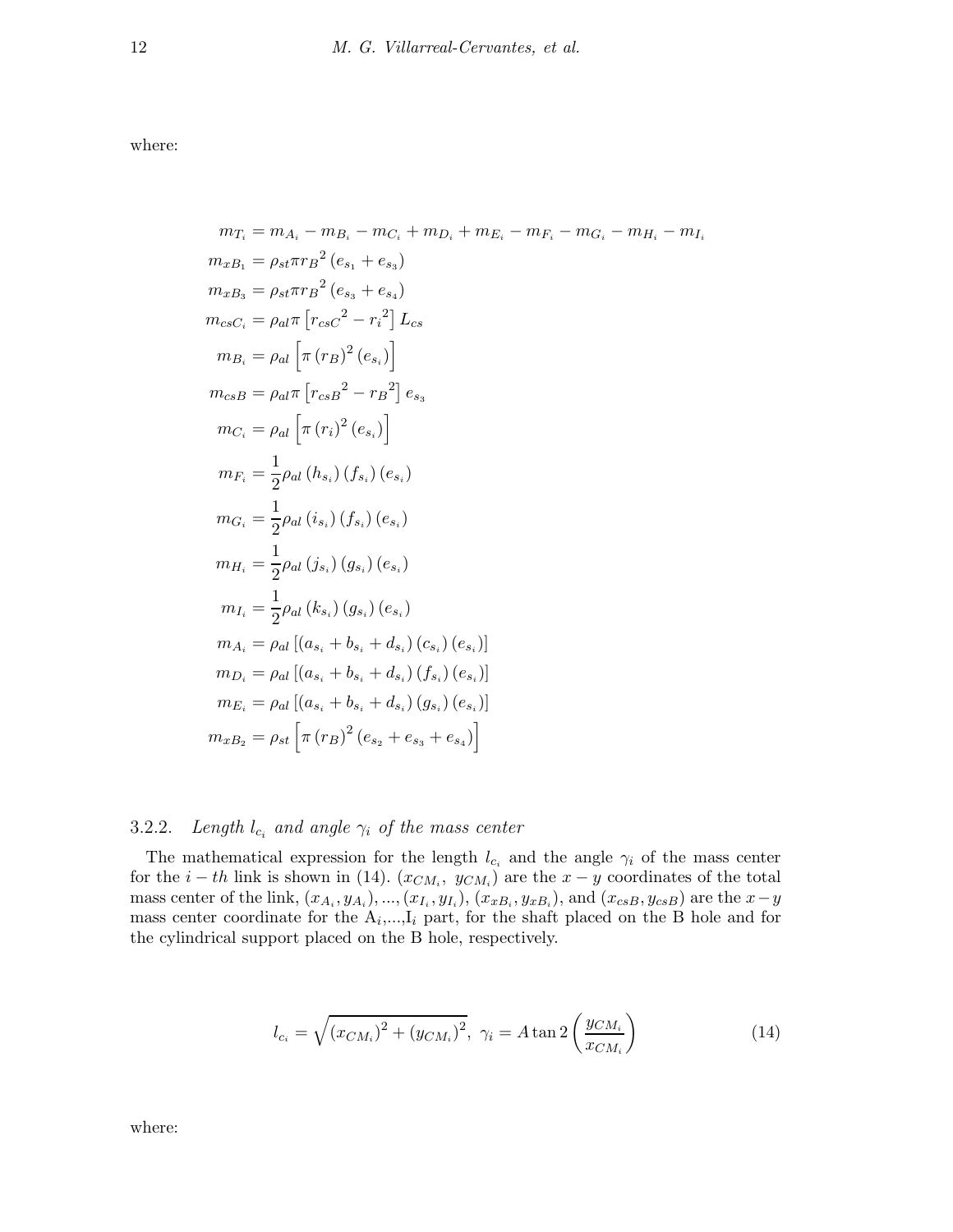where:

$$
\begin{aligned}
m_{T_i} &= m_{A_i} - m_{B_i} - m_{C_i} + m_{D_i} + m_{E_i} - m_{F_i} - m_{G_i} - m_{H_i} - m_{I_i} \\
m_{xB_1} &= \rho_{st} \pi {r_B}^2 \left( e_{s_1} + e_{s_3} \right) \\
m_{xB_3} &= \rho_{st} \pi {r_B}^2 \left( e_{s_3} + e_{s_4} \right) \\
m_{csC_i} &= \rho_{al} \pi \left[ {r_{csC}}^2 - {r_i}^2 \right] L_{cs} \\
m_{B_i} &= \rho_{al} \left[ \pi \left( r_B \right)^2 \left( e_{s_i} \right) \right] \\
m_{csB} &= \rho_{al} \pi \left[ {r_{csB}}^2 - {r_B}^2 \right] e_{s_3} \\
m_{C_i} &= \rho_{al} \left[ \pi \left( r_i \right)^2 \left( e_{s_i} \right) \right] \\
m_{F_i} &= \frac{1}{2} \rho_{al} \left( h_{s_i} \right) \left( f_{s_i} \right) \left( e_{s_i} \right) \\
m_{G_i} &= \frac{1}{2} \rho_{al} \left( i_{s_i} \right) \left( f_{s_i} \right) \left( e_{s_i} \right) \\
m_{H_i} &= \frac{1}{2} \rho_{al} \left( j_{s_i} \right) \left( g_{s_i} \right) \left( e_{s_i} \right) \\
m_{I_i} &= \frac{1}{2} \rho_{al} \left( k_{s_i} \right) \left( g_{s_i} \right) \left( e_{s_i} \right) \\
m_{A_i} &= \rho_{al} \left[ \left( a_{s_i} + b_{s_i} + d_{s_i} \right) \left( c_{s_i} \right) \left( e_{s_i} \right) \right] \\
m_{D_i} &= \rho_{al} \left[ \left( a_{s_i} + b_{s_i} + d_{s_i} \right) \left( f_{s_i} \right) \left( e_{s_i} \right) \right] \\
m_{E_i} &= \rho_{al} \left[ \left( a_{s_i} + b_{s_i} + d_{s_i} \right) \left( g_{s_i} \right) \left( e_{s_i} \right) \right] \\
m_{xB_2} &= \rho_{st} \left[ \pi \left( r_B \right)^2 \left( e_{s_2} + e_{s_3} + e_{s_4} \right) \right]
\end{aligned}
$$

### 3.2.2. *Length $l_{c_i}$ and angle $\gamma_i$ of the mass center*

The mathematical expression for the length $l_{c_i}$ and the angle $\gamma_i$ of the mass center for the $i-th$ link is shown in (14). $(x_{CM_i},\ y_{CM_i})$ are the $x-y$ coordinates of the total mass center of the link, $(x_{A_i}, y_{A_i}), ..., (x_{I_i}, y_{I_i})$, $(x_{xB_i}, y_{xB_i})$, and $(x_{csB}, y_{csB})$ are the $x-y$ mass center coordinate for the $A_i$,...,$I_i$ part, for the shaft placed on the B hole and for the cylindrical support placed on the B hole, respectively.

$$
l_{c_i} = \sqrt{\left( x_{CM_i} \right)^2 + \left( y_{CM_i} \right)^2},\ \gamma_i = A \tan 2 \left( \frac{y_{CM_i}}{x_{CM_i}} \right) \tag{14}
$$

where: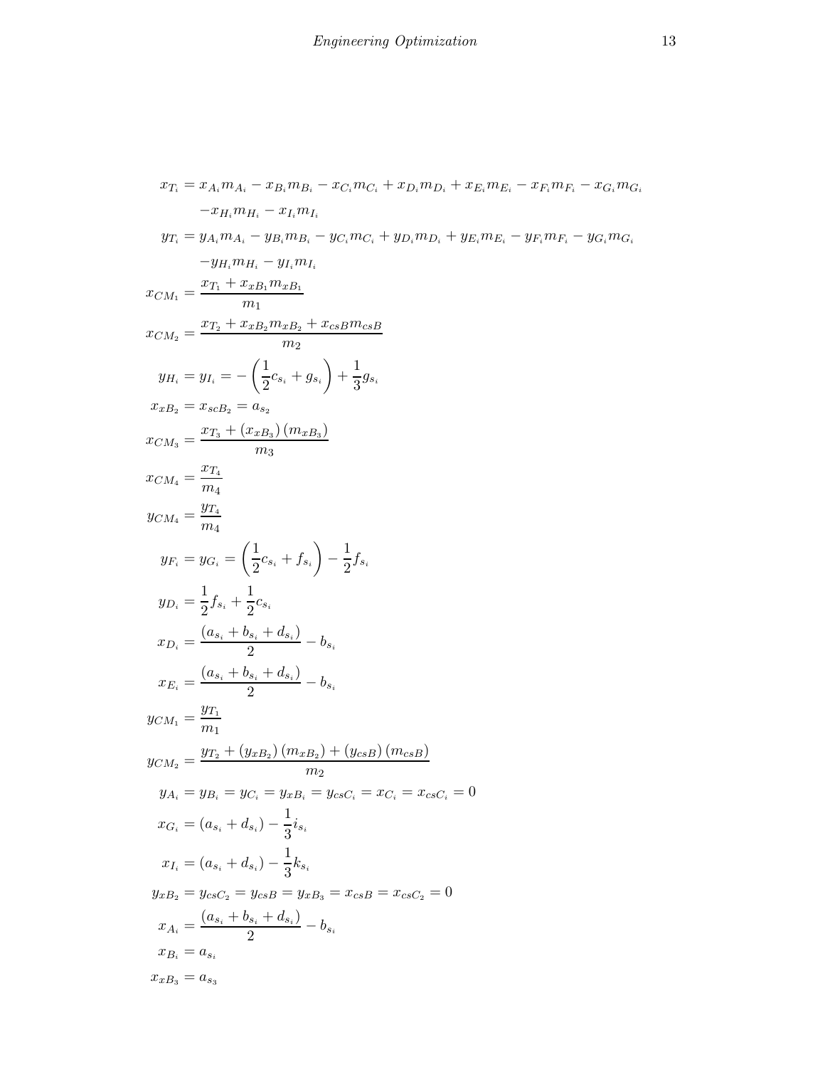$$
\begin{aligned}
x_{T_i} &= x_{A_i} m_{A_i} - x_{B_i} m_{B_i} - x_{C_i} m_{C_i} + x_{D_i} m_{D_i} + x_{E_i} m_{E_i} - x_{F_i} m_{F_i} - x_{G_i} m_{G_i} \\
&\quad - x_{H_i} m_{H_i} - x_{I_i} m_{I_i} \\
y_{T_i} &= y_{A_i} m_{A_i} - y_{B_i} m_{B_i} - y_{C_i} m_{C_i} + y_{D_i} m_{D_i} + y_{E_i} m_{E_i} - y_{F_i} m_{F_i} - y_{G_i} m_{G_i} \\
&\quad - y_{H_i} m_{H_i} - y_{I_i} m_{I_i} \\
x_{CM_1} &= \frac{x_{T_1} + x_{xB_1} m_{xB_1}}{m_1} \\
x_{CM_2} &= \frac{x_{T_2} + x_{xB_2} m_{xB_2} + x_{csB} m_{csB}}{m_2} \\
y_{H_i} &= y_{I_i} = -\left(\frac{1}{2} c_{s_i} + g_{s_i}\right) + \frac{1}{3} g_{s_i} \\
x_{xB_2} &= x_{scB_2} = a_{s_2} \\
x_{CM_3} &= \frac{x_{T_3} + (x_{xB_3})(m_{xB_3})}{m_3} \\
x_{CM_4} &= \frac{x_{T_4}}{m_4} \\
y_{CM_4} &= \frac{y_{T_4}}{m_4} \\
y_{F_i} &= y_{G_i} = \left(\frac{1}{2} c_{s_i} + f_{s_i}\right) - \frac{1}{2} f_{s_i} \\
y_{D_i} &= \frac{1}{2} f_{s_i} + \frac{1}{2} c_{s_i} \\
x_{D_i} &= \frac{(a_{s_i} + b_{s_i} + d_{s_i})}{2} - b_{s_i} \\
x_{E_i} &= \frac{(a_{s_i} + b_{s_i} + d_{s_i})}{2} - b_{s_i} \\
y_{CM_1} &= \frac{y_{T_1}}{m_1} \\
y_{CM_2} &= \frac{y_{T_2} + (y_{xB_2})(m_{xB_2}) + (y_{csB})(m_{csB})}{m_2} \\
y_{A_i} &= y_{B_i} = y_{C_i} = y_{xB_i} = y_{csC_i} = x_{C_i} = x_{csC_i} = 0 \\
x_{G_i} &= (a_{s_i} + d_{s_i}) - \frac{1}{3} i_{s_i} \\
x_{I_i} &= (a_{s_i} + d_{s_i}) - \frac{1}{3} k_{s_i} \\
y_{xB_2} &= y_{csC_2} = y_{csB} = y_{xB_3} = x_{csB} = x_{csC_2} = 0 \\
x_{A_i} &= \frac{(a_{s_i} + b_{s_i} + d_{s_i})}{2} - b_{s_i} \\
x_{B_i} &= a_{s_i} \\
x_{xB_3} &= a_{s_3}
\end{aligned}
$$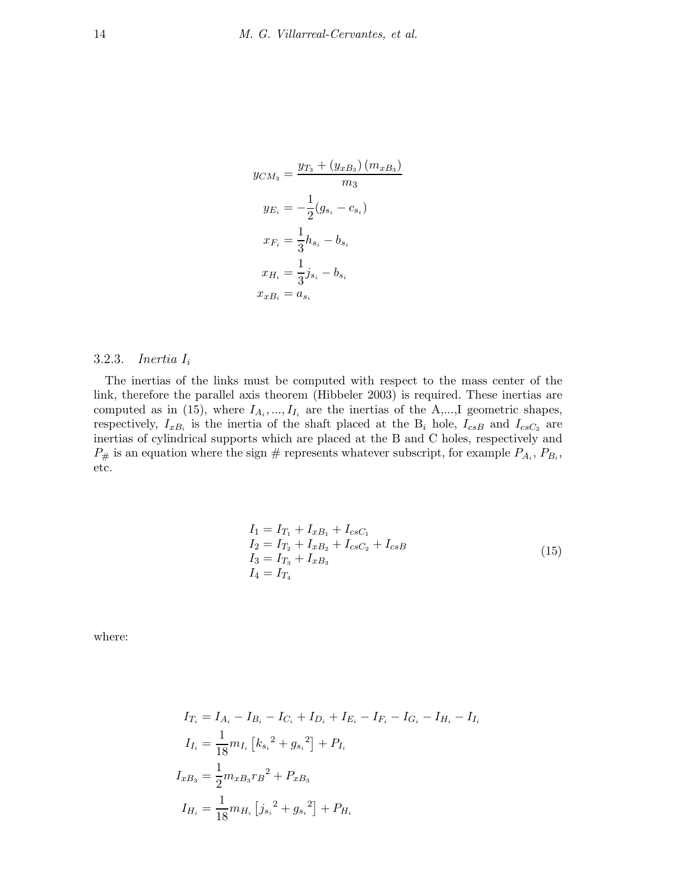$$
\begin{aligned}
y_{CM_3} &= \frac{y_{T_3} + (y_{xB_3})(m_{xB_3})}{m_3} \\
y_{E_i} &= -\frac{1}{2}(g_{s_i} - c_{s_i}) \\
x_{F_i} &= \frac{1}{3}h_{s_i} - b_{s_i} \\
x_{H_i} &= \frac{1}{3}j_{s_i} - b_{s_i} \\
x_{xB_i} &= a_{s_i}
\end{aligned}
$$

### 3.2.3. *Inertia $I_i$*

The inertias of the links must be computed with respect to the mass center of the link, therefore the parallel axis theorem (Hibbeler 2003) is required. These inertias are computed as in (15), where $I_{A_i}, ..., I_{I_i}$ are the inertias of the A,...,I geometric shapes, respectively, $I_{xB_i}$ is the inertia of the shaft placed at the $B_i$ hole, $I_{csB}$ and $I_{csC_2}$ are inertias of cylindrical supports which are placed at the B and C holes, respectively and $P_{\#}$ is an equation where the sign # represents whatever subscript, for example $P_{A_i}$, $P_{B_i}$, etc.

$$
\begin{aligned}
&I_1 = I_{T_1} + I_{xB_1} + I_{csC_1} \\
&I_2 = I_{T_2} + I_{xB_2} + I_{csC_2} + I_{csB} \\
&I_3 = I_{T_3} + I_{xB_3} \\
&I_4 = I_{T_4}
\end{aligned}
\tag{15}
$$

where:

$$
\begin{aligned}
I_{T_i} &= I_{A_i} - I_{B_i} - I_{C_i} + I_{D_i} + I_{E_i} - I_{F_i} - I_{G_i} - I_{H_i} - I_{I_i} \\
I_{I_i} &= \frac{1}{18}m_{I_i}\left[{k_{s_i}}^2 + {g_{s_i}}^2\right] + P_{I_i} \\
I_{xB_3} &= \frac{1}{2}m_{xB_3}{r_B}^2 + P_{xB_3} \\
I_{H_i} &= \frac{1}{18}m_{H_i}\left[{j_{s_i}}^2 + {g_{s_i}}^2\right] + P_{H_i}
\end{aligned}
$$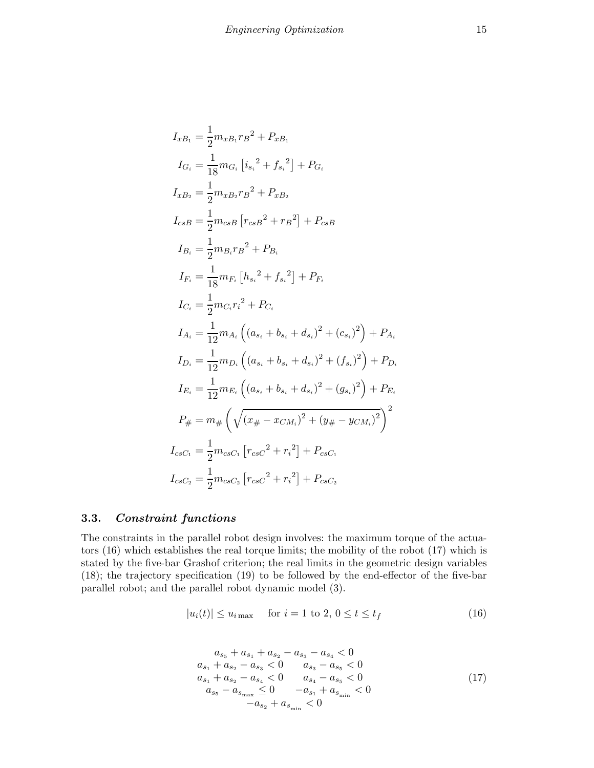$$
\begin{aligned}
I_{xB_1} &= \frac{1}{2} m_{xB_1} {r_B}^2 + P_{xB_1} \\
I_{G_i} &= \frac{1}{18} m_{G_i} \left[ {i_{s_i}}^2 + {f_{s_i}}^2 \right] + P_{G_i} \\
I_{xB_2} &= \frac{1}{2} m_{xB_2} {r_B}^2 + P_{xB_2} \\
I_{csB} &= \frac{1}{2} m_{csB} \left[ {r_{csB}}^2 + {r_B}^2 \right] + P_{csB} \\
I_{B_i} &= \frac{1}{2} m_{B_i} {r_B}^2 + P_{B_i} \\
I_{F_i} &= \frac{1}{18} m_{F_i} \left[ {h_{s_i}}^2 + {f_{s_i}}^2 \right] + P_{F_i} \\
I_{C_i} &= \frac{1}{2} m_{C_i} {r_i}^2 + P_{C_i} \\
I_{A_i} &= \frac{1}{12} m_{A_i} \left( (a_{s_i} + b_{s_i} + d_{s_i})^2 + (c_{s_i})^2 \right) + P_{A_i} \\
I_{D_i} &= \frac{1}{12} m_{D_i} \left( (a_{s_i} + b_{s_i} + d_{s_i})^2 + (f_{s_i})^2 \right) + P_{D_i} \\
I_{E_i} &= \frac{1}{12} m_{E_i} \left( (a_{s_i} + b_{s_i} + d_{s_i})^2 + (g_{s_i})^2 \right) + P_{E_i} \\
P_{\#} &= m_{\#} \left( \sqrt{(x_{\#} - x_{CM_i})^2 + (y_{\#} - y_{CM_i})^2} \right)^2 \\
I_{csC_1} &= \frac{1}{2} m_{csC_1} \left[ {r_{csC}}^2 + {r_i}^2 \right] + P_{csC_1} \\
I_{csC_2} &= \frac{1}{2} m_{csC_2} \left[ {r_{csC}}^2 + {r_i}^2 \right] + P_{csC_2}
\end{aligned}
$$

### 3.3. *Constraint functions*

The constraints in the parallel robot design involves: the maximum torque of the actuators (16) which establishes the real torque limits; the mobility of the robot (17) which is stated by the five-bar Grashof criterion; the real limits in the geometric design variables (18); the trajectory specification (19) to be followed by the end-effector of the five-bar parallel robot; and the parallel robot dynamic model (3).

$$
|u_i(t)| \leq u_{i\max} \quad \text{for } i = 1 \text{ to } 2,\ 0 \leq t \leq t_f \tag{16}
$$

$$
\begin{array}{c}
a_{s_5} + a_{s_1} + a_{s_2} - a_{s_3} - a_{s_4} < 0 \\
a_{s_1} + a_{s_2} - a_{s_3} < 0 \qquad a_{s_3} - a_{s_5} < 0 \\
a_{s_1} + a_{s_2} - a_{s_4} < 0 \qquad a_{s_4} - a_{s_5} < 0 \\
a_{s_5} - a_{s_{\max}} \leq 0 \qquad -a_{s_1} + a_{s_{\min}} < 0 \\
-a_{s_2} + a_{s_{\min}} < 0
\end{array} \tag{17}
$$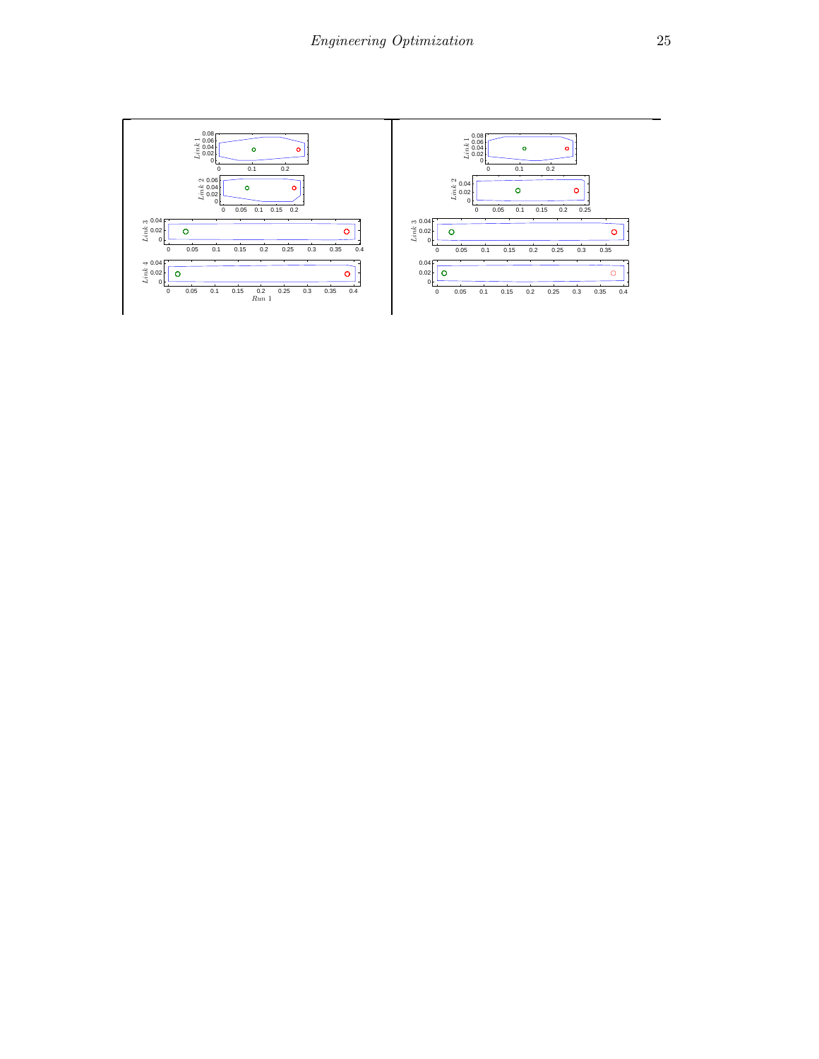Link 1
0.08
0.06
0.04
0.02
0
0
0.1
0.2

Link 2
0.06
0.04
0.02
0
0
0.05
0.1
0.15
0.2

Link 3
0.04
0.02
0
0
0.05
0.1
0.15
0.2
0.25
0.3
0.35
0.4

Link 4
0.04
0.02
0
0
0.05
0.1
0.15
0.2
0.25
0.3
0.35
0.4

Run 1

Link 1
0.08
0.06
0.04
0.02
0
0
0.1
0.2

Link 2
0.04
0.02
0
0
0.05
0.1
0.15
0.2
0.25

Link 3
0.04
0.02
0
0
0.05
0.1
0.15
0.2
0.25
0.3
0.35

0.04
0.02
0
0
0.05
0.1
0.15
0.2
0.25
0.3
0.35
0.4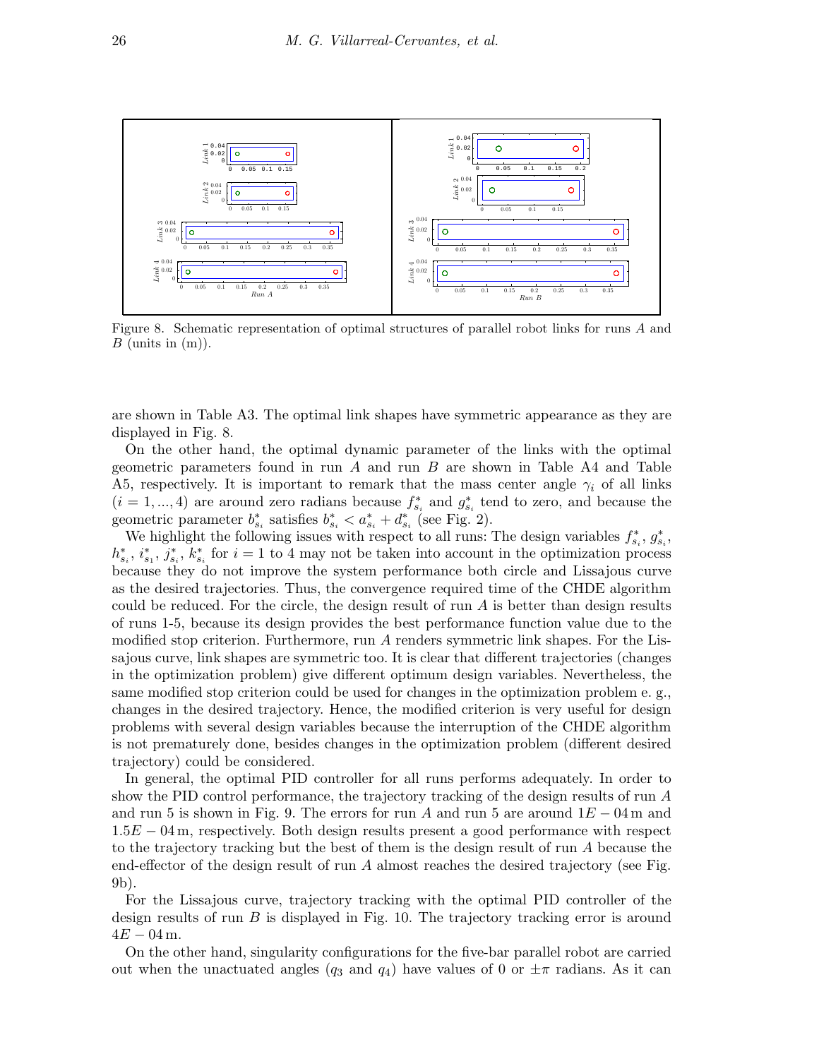Figure 8. Schematic representation of optimal structures of parallel robot links for runs $A$ and $B$ (units in (m)).

are shown in Table A3. The optimal link shapes have symmetric appearance as they are displayed in Fig. 8.

On the other hand, the optimal dynamic parameter of the links with the optimal geometric parameters found in run $A$ and run $B$ are shown in Table A4 and Table A5, respectively. It is important to remark that the mass center angle $\gamma_i$ of all links $(i = 1, ..., 4)$ are around zero radians because $f^*_{s_i}$ and $g^*_{s_i}$ tend to zero, and because the geometric parameter $b^*_{s_i}$ satisfies $b^*_{s_i} < a^*_{s_i} + d^*_{s_i}$ (see Fig. 2).

We highlight the following issues with respect to all runs: The design variables $f^*_{s_i}$, $g^*_{s_i}$, $h^*_{s_i}$, $i^*_{s_1}$, $j^*_{s_i}$, $k^*_{s_i}$ for $i = 1$ to 4 may not be taken into account in the optimization process because they do not improve the system performance both circle and Lissajous curve as the desired trajectories. Thus, the convergence required time of the CHDE algorithm could be reduced. For the circle, the design result of run $A$ is better than design results of runs 1-5, because its design provides the best performance function value due to the modified stop criterion. Furthermore, run $A$ renders symmetric link shapes. For the Lissajous curve, link shapes are symmetric too. It is clear that different trajectories (changes in the optimization problem) give different optimum design variables. Nevertheless, the same modified stop criterion could be used for changes in the optimization problem e. g., changes in the desired trajectory. Hence, the modified criterion is very useful for design problems with several design variables because the interruption of the CHDE algorithm is not prematurely done, besides changes in the optimization problem (different desired trajectory) could be considered.

In general, the optimal PID controller for all runs performs adequately. In order to show the PID control performance, the trajectory tracking of the design results of run $A$ and run 5 is shown in Fig. 9. The errors for run $A$ and run 5 are around $1E-04$ m and $1.5E-04$ m, respectively. Both design results present a good performance with respect to the trajectory tracking but the best of them is the design result of run $A$ because the end-effector of the design result of run $A$ almost reaches the desired trajectory (see Fig. 9b).

For the Lissajous curve, trajectory tracking with the optimal PID controller of the design results of run $B$ is displayed in Fig. 10. The trajectory tracking error is around $4E-04$ m.

On the other hand, singularity configurations for the five-bar parallel robot are carried out when the unactuated angles ($q_3$ and $q_4$) have values of 0 or $\pm\pi$ radians. As it can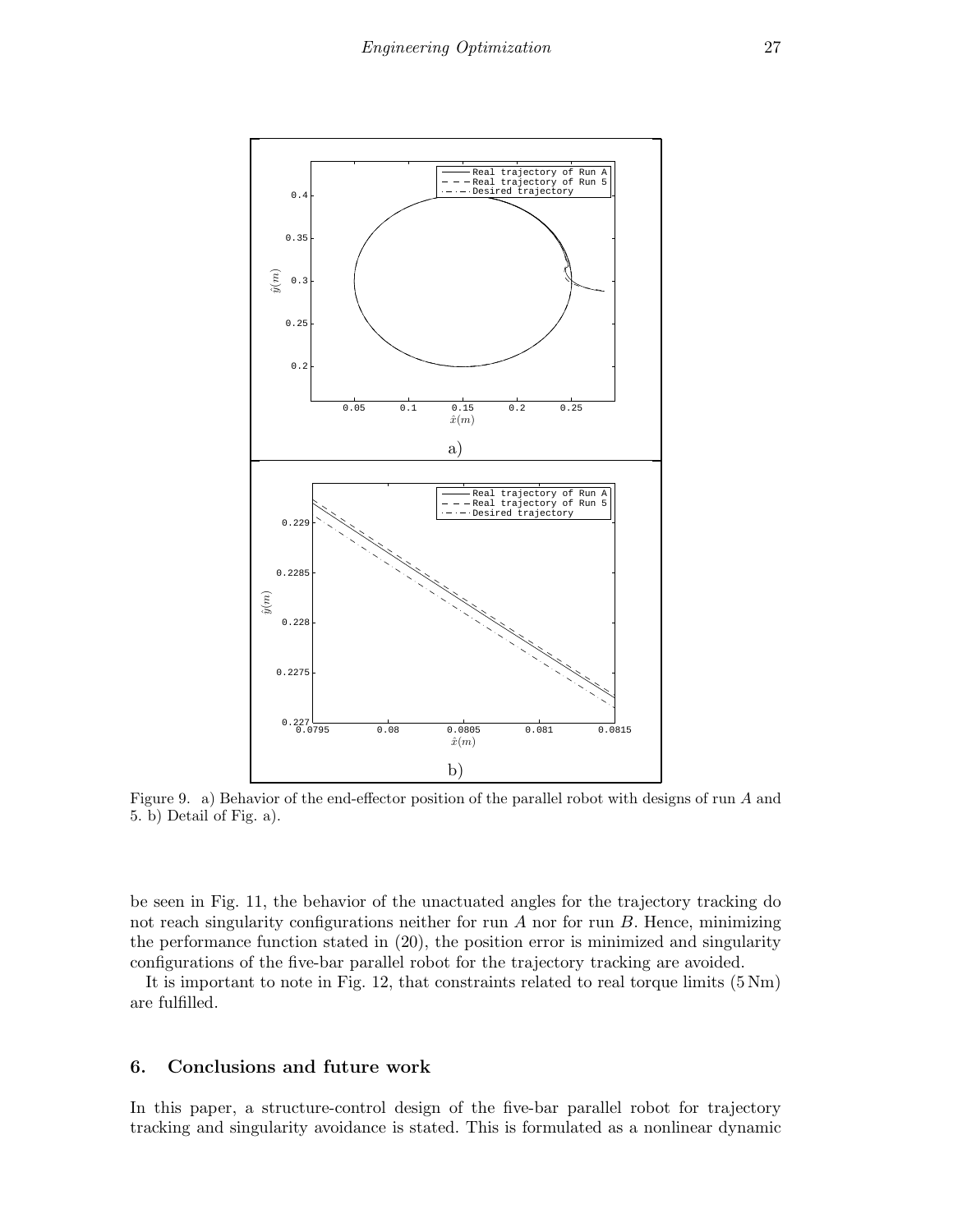Figure 9. a) Behavior of the end-effector position of the parallel robot with designs of run $A$ and 5. b) Detail of Fig. a).

be seen in Fig. 11, the behavior of the unactuated angles for the trajectory tracking do not reach singularity configurations neither for run $A$ nor for run $B$. Hence, minimizing the performance function stated in (20), the position error is minimized and singularity configurations of the five-bar parallel robot for the trajectory tracking are avoided.

It is important to note in Fig. 12, that constraints related to real torque limits (5 Nm) are fulfilled.

## 6. Conclusions and future work

In this paper, a structure-control design of the five-bar parallel robot for trajectory tracking and singularity avoidance is stated. This is formulated as a nonlinear dynamic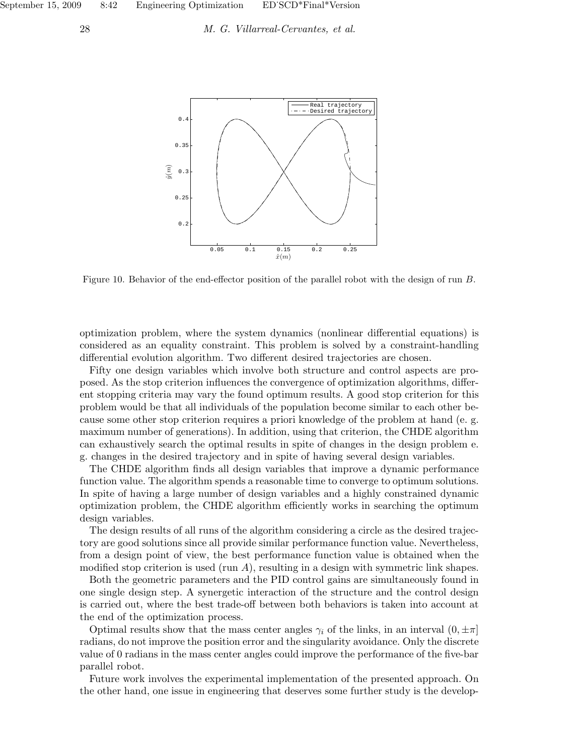Figure 10. Behavior of the end-effector position of the parallel robot with the design of run $B$.

optimization problem, where the system dynamics (nonlinear differential equations) is considered as an equality constraint. This problem is solved by a constraint-handling differential evolution algorithm. Two different desired trajectories are chosen.

Fifty one design variables which involve both structure and control aspects are proposed. As the stop criterion influences the convergence of optimization algorithms, different stopping criteria may vary the found optimum results. A good stop criterion for this problem would be that all individuals of the population become similar to each other because some other stop criterion requires a priori knowledge of the problem at hand (e. g. maximum number of generations). In addition, using that criterion, the CHDE algorithm can exhaustively search the optimal results in spite of changes in the design problem e. g. changes in the desired trajectory and in spite of having several design variables.

The CHDE algorithm finds all design variables that improve a dynamic performance function value. The algorithm spends a reasonable time to converge to optimum solutions. In spite of having a large number of design variables and a highly constrained dynamic optimization problem, the CHDE algorithm efficiently works in searching the optimum design variables.

The design results of all runs of the algorithm considering a circle as the desired trajectory are good solutions since all provide similar performance function value. Nevertheless, from a design point of view, the best performance function value is obtained when the modified stop criterion is used (run $A$), resulting in a design with symmetric link shapes.

Both the geometric parameters and the PID control gains are simultaneously found in one single design step. A synergetic interaction of the structure and the control design is carried out, where the best trade-off between both behaviors is taken into account at the end of the optimization process.

Optimal results show that the mass center angles $\gamma_i$ of the links, in an interval $(0, \pm\pi]$ radians, do not improve the position error and the singularity avoidance. Only the discrete value of 0 radians in the mass center angles could improve the performance of the five-bar parallel robot.

Future work involves the experimental implementation of the presented approach. On the other hand, one issue in engineering that deserves some further study is the develop-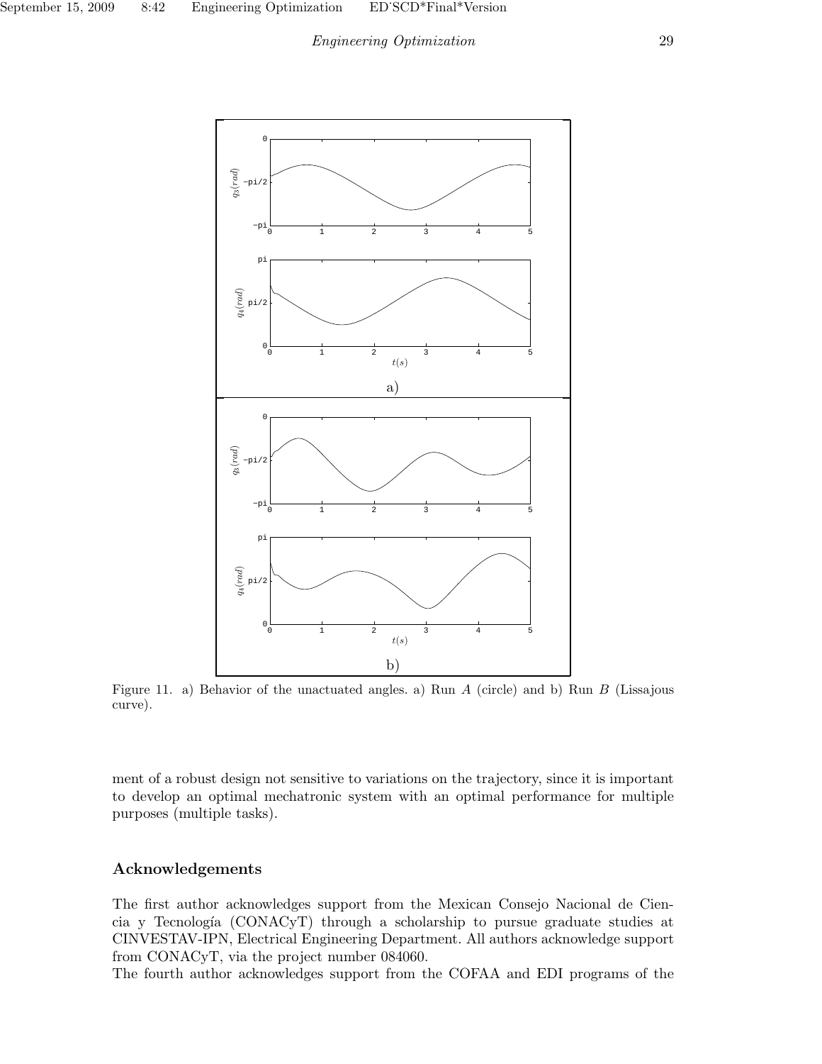Figure 11. a) Behavior of the unactuated angles. a) Run $A$ (circle) and b) Run $B$ (Lissajous curve).

ment of a robust design not sensitive to variations on the trajectory, since it is important to develop an optimal mechatronic system with an optimal performance for multiple purposes (multiple tasks).

## Acknowledgements

The first author acknowledges support from the Mexican Consejo Nacional de Ciencia y Tecnología (CONACyT) through a scholarship to pursue graduate studies at CINVESTAV-IPN, Electrical Engineering Department. All authors acknowledge support from CONACyT, via the project number 084060.

The fourth author acknowledges support from the COFAA and EDI programs of the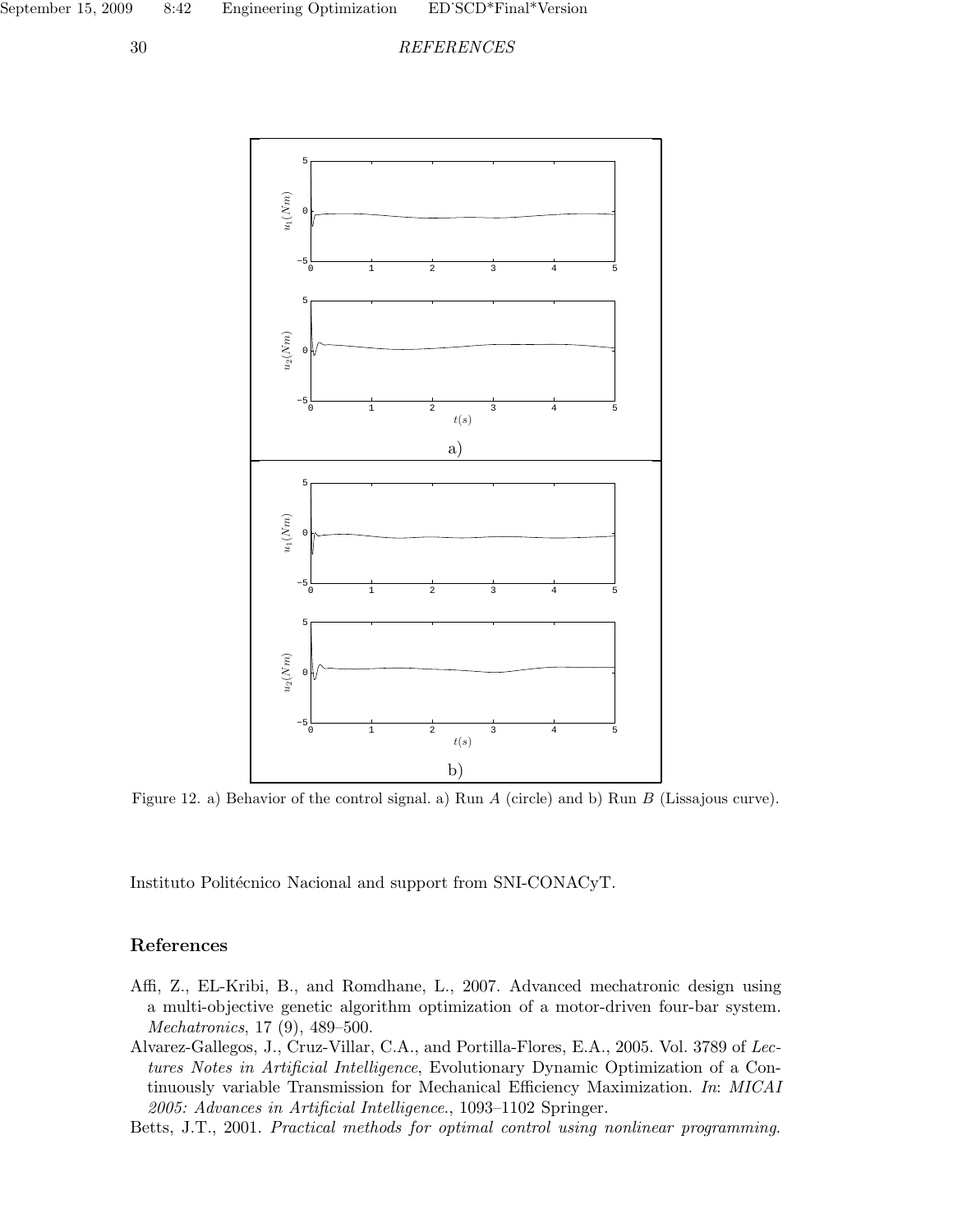Figure 12. a) Behavior of the control signal. a) Run $A$ (circle) and b) Run $B$ (Lissajous curve).

Instituto Politécnico Nacional and support from SNI-CONACyT.

## References

Affi, Z., EL-Kribi, B., and Romdhane, L., 2007. Advanced mechatronic design using a multi-objective genetic algorithm optimization of a motor-driven four-bar system. *Mechatronics*, 17 (9), 489–500.

Alvarez-Gallegos, J., Cruz-Villar, C.A., and Portilla-Flores, E.A., 2005. Vol. 3789 of *Lectures Notes in Artificial Intelligence*, Evolutionary Dynamic Optimization of a Continuously variable Transmission for Mechanical Efficiency Maximization. *In*: *MICAI 2005: Advances in Artificial Intelligence*., 1093–1102 Springer.

Betts, J.T., 2001. *Practical methods for optimal control using nonlinear programming.*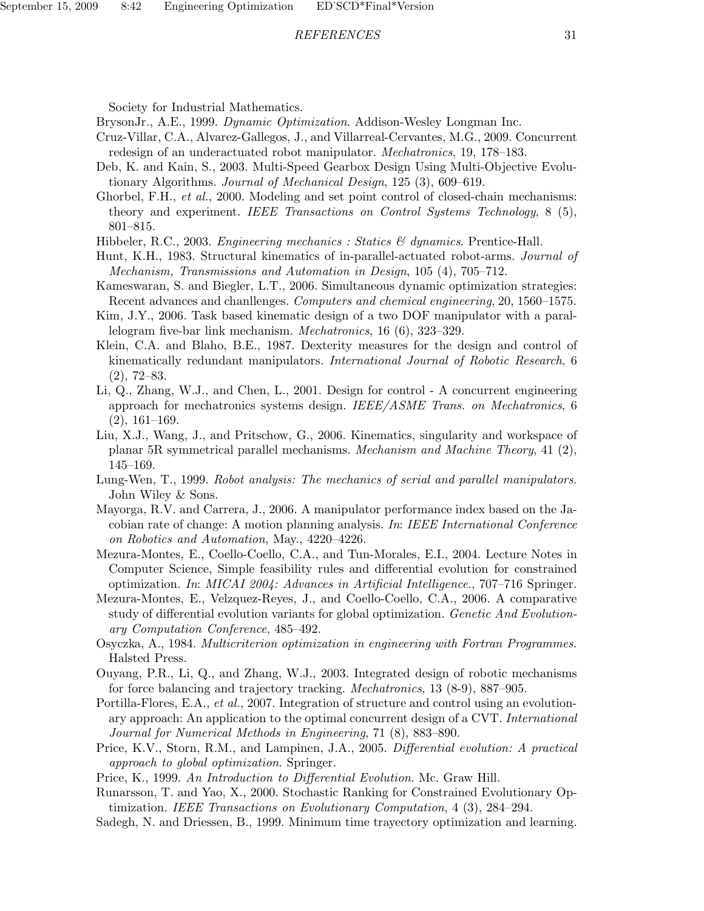Society for Industrial Mathematics.

BrysonJr., A.E., 1999. *Dynamic Optimization*. Addison-Wesley Longman Inc.

Cruz-Villar, C.A., Alvarez-Gallegos, J., and Villarreal-Cervantes, M.G., 2009. Concurrent redesign of an underactuated robot manipulator. *Mechatronics*, 19, 178–183.

Deb, K. and Kain, S., 2003. Multi-Speed Gearbox Design Using Multi-Objective Evolutionary Algorithms. *Journal of Mechanical Design*, 125 (3), 609–619.

Ghorbel, F.H., *et al.*, 2000. Modeling and set point control of closed-chain mechanisms: theory and experiment. *IEEE Transactions on Control Systems Technology*, 8 (5), 801–815.

Hibbeler, R.C., 2003. *Engineering mechanics : Statics & dynamics*. Prentice-Hall.

Hunt, K.H., 1983. Structural kinematics of in-parallel-actuated robot-arms. *Journal of Mechanism, Transmissions and Automation in Design*, 105 (4), 705–712.

Kameswaran, S. and Biegler, L.T., 2006. Simultaneous dynamic optimization strategies: Recent advances and chanllenges. *Computers and chemical engineering*, 20, 1560–1575.

Kim, J.Y., 2006. Task based kinematic design of a two DOF manipulator with a parallelogram five-bar link mechanism. *Mechatronics*, 16 (6), 323–329.

Klein, C.A. and Blaho, B.E., 1987. Dexterity measures for the design and control of kinematically redundant manipulators. *International Journal of Robotic Research*, 6 (2), 72–83.

Li, Q., Zhang, W.J., and Chen, L., 2001. Design for control - A concurrent engineering approach for mechatronics systems design. *IEEE/ASME Trans. on Mechatronics*, 6 (2), 161–169.

Liu, X.J., Wang, J., and Pritschow, G., 2006. Kinematics, singularity and workspace of planar 5R symmetrical parallel mechanisms. *Mechanism and Machine Theory*, 41 (2), 145–169.

Lung-Wen, T., 1999. *Robot analysis: The mechanics of serial and parallel manipulators*. John Wiley & Sons.

Mayorga, R.V. and Carrera, J., 2006. A manipulator performance index based on the Jacobian rate of change: A motion planning analysis. *In*: *IEEE International Conference on Robotics and Automation*, May., 4220–4226.

Mezura-Montes, E., Coello-Coello, C.A., and Tun-Morales, E.I., 2004. Lecture Notes in Computer Science, Simple feasibility rules and differential evolution for constrained optimization. *In*: *MICAI 2004: Advances in Artificial Intelligence.*, 707–716 Springer.

Mezura-Montes, E., Velzquez-Reyes, J., and Coello-Coello, C.A., 2006. A comparative study of differential evolution variants for global optimization. *Genetic And Evolutionary Computation Conference*, 485–492.

Osyczka, A., 1984. *Multicriterion optimization in engineering with Fortran Programmes*. Halsted Press.

Ouyang, P.R., Li, Q., and Zhang, W.J., 2003. Integrated design of robotic mechanisms for force balancing and trajectory tracking. *Mechatronics*, 13 (8-9), 887–905.

Portilla-Flores, E.A., *et al.*, 2007. Integration of structure and control using an evolutionary approach: An application to the optimal concurrent design of a CVT. *International Journal for Numerical Methods in Engineering*, 71 (8), 883–890.

Price, K.V., Storn, R.M., and Lampinen, J.A., 2005. *Differential evolution: A practical approach to global optimization*. Springer.

Price, K., 1999. *An Introduction to Differential Evolution*. Mc. Graw Hill.

Runarsson, T. and Yao, X., 2000. Stochastic Ranking for Constrained Evolutionary Optimization. *IEEE Transactions on Evolutionary Computation*, 4 (3), 284–294.

Sadegh, N. and Driessen, B., 1999. Minimum time trayectory optimization and learning.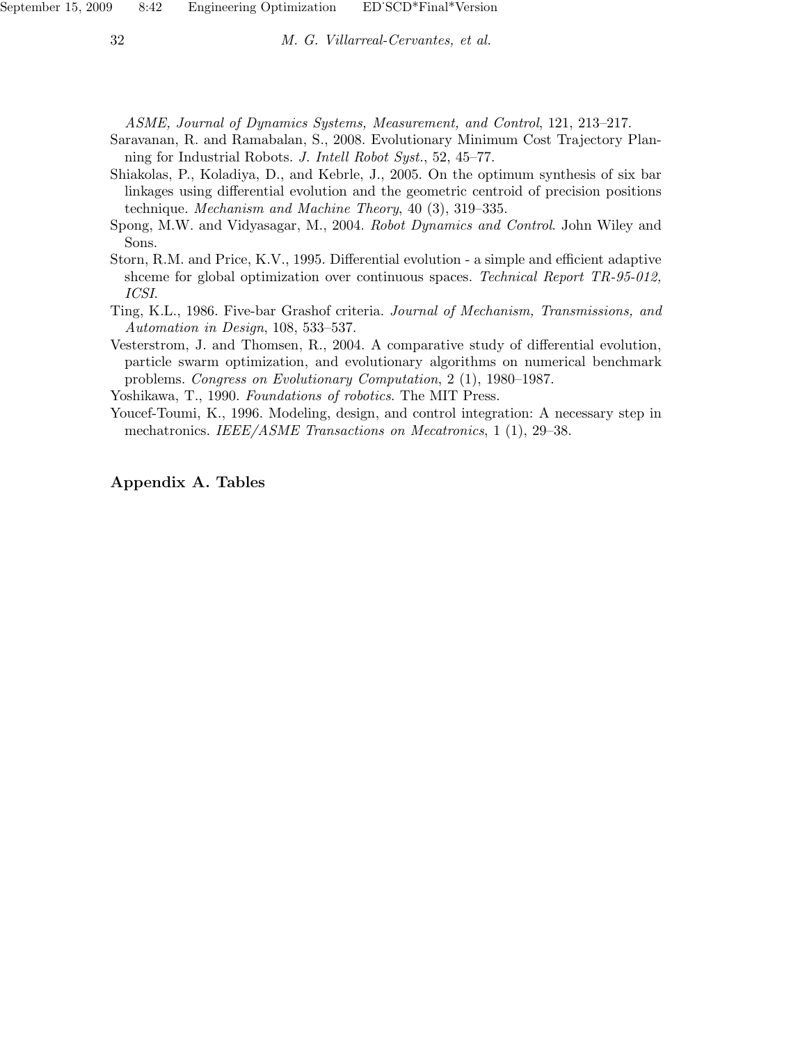*ASME, Journal of Dynamics Systems, Measurement, and Control*, 121, 213–217.

Saravanan, R. and Ramabalan, S., 2008. Evolutionary Minimum Cost Trajectory Planning for Industrial Robots. *J. Intell Robot Syst.*, 52, 45–77.

Shiakolas, P., Koladiya, D., and Kebrle, J., 2005. On the optimum synthesis of six bar linkages using differential evolution and the geometric centroid of precision positions technique. *Mechanism and Machine Theory*, 40 (3), 319–335.

Spong, M.W. and Vidyasagar, M., 2004. *Robot Dynamics and Control*. John Wiley and Sons.

Storn, R.M. and Price, K.V., 1995. Differential evolution - a simple and efficient adaptive shceme for global optimization over continuous spaces. *Technical Report TR-95-012, ICSI.*

Ting, K.L., 1986. Five-bar Grashof criteria. *Journal of Mechanism, Transmissions, and Automation in Design*, 108, 533–537.

Vesterstrom, J. and Thomsen, R., 2004. A comparative study of differential evolution, particle swarm optimization, and evolutionary algorithms on numerical benchmark problems. *Congress on Evolutionary Computation*, 2 (1), 1980–1987.

Yoshikawa, T., 1990. *Foundations of robotics*. The MIT Press.

Youcef-Toumi, K., 1996. Modeling, design, and control integration: A necessary step in mechatronics. *IEEE/ASME Transactions on Mecatronics*, 1 (1), 29–38.

## Appendix A. Tables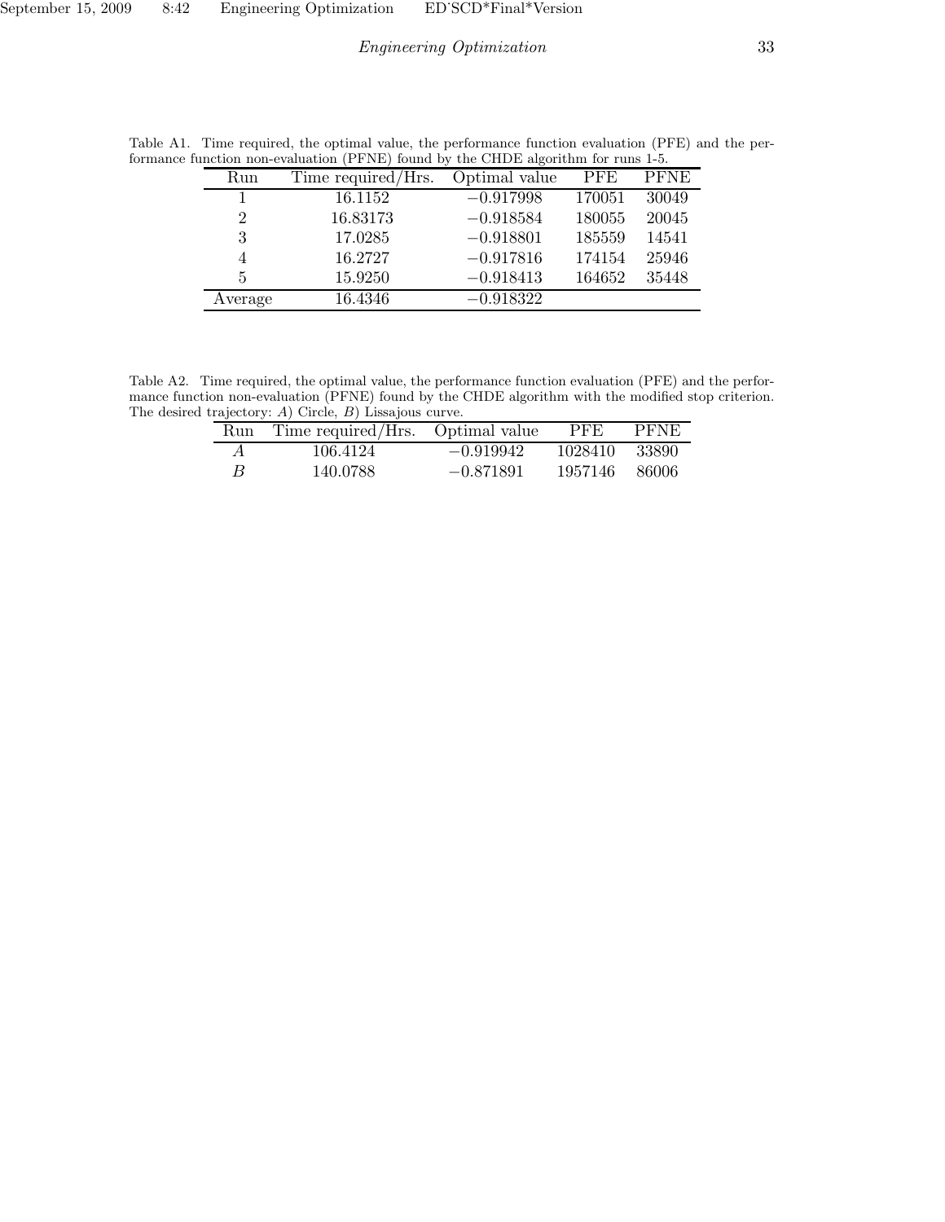Table A1. Time required, the optimal value, the performance function evaluation (PFE) and the performance function non-evaluation (PFNE) found by the CHDE algorithm for runs 1-5.

| Run | Time required/Hrs. | Optimal value | PFE | PFNE |
|---|---|---|---|---|
| 1 | 16.1152 | −0.917998 | 170051 | 30049 |
| 2 | 16.83173 | −0.918584 | 180055 | 20045 |
| 3 | 17.0285 | −0.918801 | 185559 | 14541 |
| 4 | 16.2727 | −0.917816 | 174154 | 25946 |
| 5 | 15.9250 | −0.918413 | 164652 | 35448 |
| Average | 16.4346 | −0.918322 | | |

Table A2. Time required, the optimal value, the performance function evaluation (PFE) and the performance function non-evaluation (PFNE) found by the CHDE algorithm with the modified stop criterion. The desired trajectory: *A*) Circle, *B*) Lissajous curve.

| Run | Time required/Hrs. | Optimal value | PFE | PFNE |
|---|---|---|---|---|
| *A* | 106.4124 | −0.919942 | 1028410 | 33890 |
| *B* | 140.0788 | −0.871891 | 1957146 | 86006 |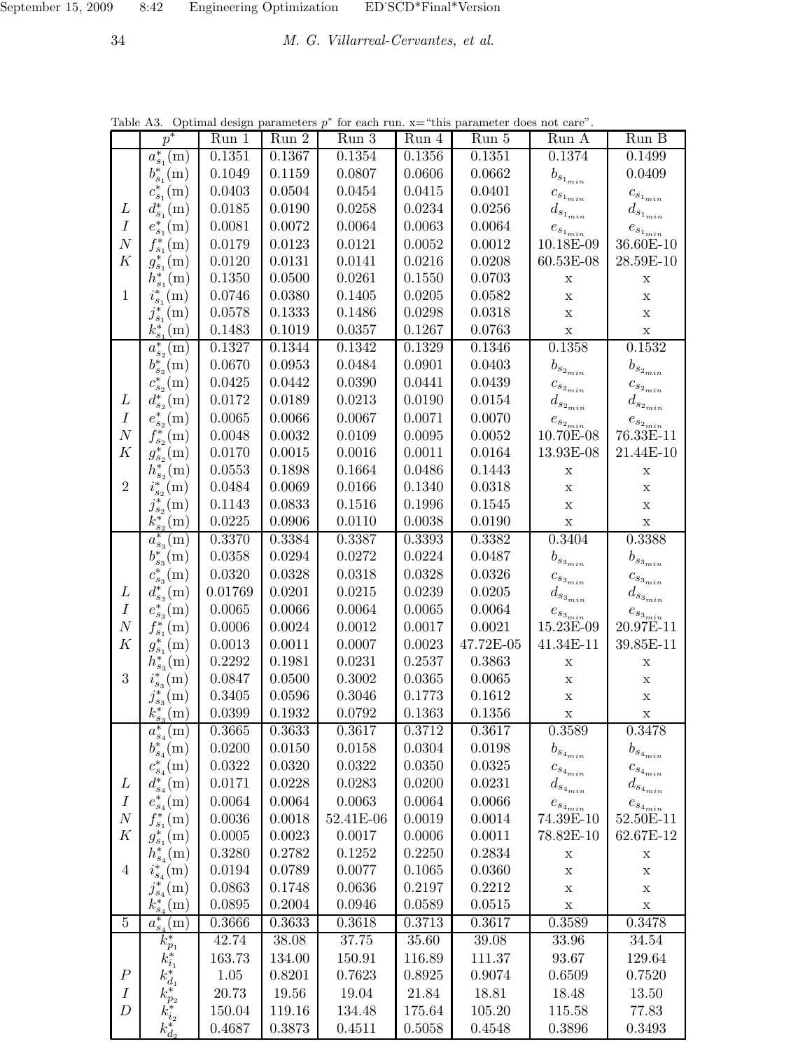Table A3. Optimal design parameters $p^*$ for each run. x="this parameter does not care".

| | $p^*$ | Run 1 | Run 2 | Run 3 | Run 4 | Run 5 | Run A | Run B |
|---|---|---|---|---|---|---|---|---|
| LINK 1 | $a^*_{s_1}$(m) | 0.1351 | 0.1367 | 0.1354 | 0.1356 | 0.1351 | 0.1374 | 0.1499 |
| | $b^*_{s_1}$(m) | 0.1049 | 0.1159 | 0.0807 | 0.0606 | 0.0662 | $b_{s_{1_{min}}}$ | 0.0409 |
| | $c^*_{s_1}$(m) | 0.0403 | 0.0504 | 0.0454 | 0.0415 | 0.0401 | $c_{s_{1_{min}}}$ | $c_{s_{1_{min}}}$ |
| | $d^*_{s_1}$(m) | 0.0185 | 0.0190 | 0.0258 | 0.0234 | 0.0256 | $d_{s_{1_{min}}}$ | $d_{s_{1_{min}}}$ |
| | $e^*_{s_1}$(m) | 0.0081 | 0.0072 | 0.0064 | 0.0063 | 0.0064 | $e_{s_{1_{min}}}$ | $e_{s_{1_{min}}}$ |
| | $f^*_{s_1}$(m) | 0.0179 | 0.0123 | 0.0121 | 0.0052 | 0.0012 | 10.18E-09 | 36.60E-10 |
| | $g^*_{s_1}$(m) | 0.0120 | 0.0131 | 0.0141 | 0.0216 | 0.0208 | 60.53E-08 | 28.59E-10 |
| | $h^*_{s_1}$(m) | 0.1350 | 0.0500 | 0.0261 | 0.1550 | 0.0703 | x | x |
| | $i^*_{s_1}$(m) | 0.0746 | 0.0380 | 0.1405 | 0.0205 | 0.0582 | x | x |
| | $j^*_{s_1}$(m) | 0.0578 | 0.1333 | 0.1486 | 0.0298 | 0.0318 | x | x |
| | $k^*_{s_1}$(m) | 0.1483 | 0.1019 | 0.0357 | 0.1267 | 0.0763 | x | x |
| LINK 2 | $a^*_{s_2}$(m) | 0.1327 | 0.1344 | 0.1342 | 0.1329 | 0.1346 | 0.1358 | 0.1532 |
| | $b^*_{s_2}$(m) | 0.0670 | 0.0953 | 0.0484 | 0.0901 | 0.0403 | $b_{s_{2_{min}}}$ | $b_{s_{2_{min}}}$ |
| | $c^*_{s_2}$(m) | 0.0425 | 0.0442 | 0.0390 | 0.0441 | 0.0439 | $c_{s_{2_{min}}}$ | $c_{s_{2_{min}}}$ |
| | $d^*_{s_2}$(m) | 0.0172 | 0.0189 | 0.0213 | 0.0190 | 0.0154 | $d_{s_{2_{min}}}$ | $d_{s_{2_{min}}}$ |
| | $e^*_{s_2}$(m) | 0.0065 | 0.0066 | 0.0067 | 0.0071 | 0.0070 | $e_{s_{2_{min}}}$ | $e_{s_{2_{min}}}$ |
| | $f^*_{s_2}$(m) | 0.0048 | 0.0032 | 0.0109 | 0.0095 | 0.0052 | 10.70E-08 | 76.33E-11 |
| | $g^*_{s_2}$(m) | 0.0170 | 0.0015 | 0.0016 | 0.0011 | 0.0164 | 13.93E-08 | 21.44E-10 |
| | $h^*_{s_2}$(m) | 0.0553 | 0.1898 | 0.1664 | 0.0486 | 0.1443 | x | x |
| | $i^*_{s_2}$(m) | 0.0484 | 0.0069 | 0.0166 | 0.1340 | 0.0318 | x | x |
| | $j^*_{s_2}$(m) | 0.1143 | 0.0833 | 0.1516 | 0.1996 | 0.1545 | x | x |
| | $k^*_{s_2}$(m) | 0.0225 | 0.0906 | 0.0110 | 0.0038 | 0.0190 | x | x |
| LINK 3 | $a^*_{s_3}$(m) | 0.3370 | 0.3384 | 0.3387 | 0.3393 | 0.3382 | 0.3404 | 0.3388 |
| | $b^*_{s_3}$(m) | 0.0358 | 0.0294 | 0.0272 | 0.0224 | 0.0487 | $b_{s_{3_{min}}}$ | $b_{s_{3_{min}}}$ |
| | $c^*_{s_3}$(m) | 0.0320 | 0.0328 | 0.0318 | 0.0328 | 0.0326 | $c_{s_{3_{min}}}$ | $c_{s_{3_{min}}}$ |
| | $d^*_{s_3}$(m) | 0.01769 | 0.0201 | 0.0215 | 0.0239 | 0.0205 | $d_{s_{3_{min}}}$ | $d_{s_{3_{min}}}$ |
| | $e^*_{s_3}$(m) | 0.0065 | 0.0066 | 0.0064 | 0.0065 | 0.0064 | $e_{s_{3_{min}}}$ | $e_{s_{3_{min}}}$ |
| | $f^*_{s_1}$(m) | 0.0006 | 0.0024 | 0.0012 | 0.0017 | 0.0021 | 15.23E-09 | 20.97E-11 |
| | $g^*_{s_1}$(m) | 0.0013 | 0.0011 | 0.0007 | 0.0023 | 47.72E-05 | 41.34E-11 | 39.85E-11 |
| | $h^*_{s_3}$(m) | 0.2292 | 0.1981 | 0.0231 | 0.2537 | 0.3863 | x | x |
| | $i^*_{s_3}$(m) | 0.0847 | 0.0500 | 0.3002 | 0.0365 | 0.0065 | x | x |
| | $j^*_{s_3}$(m) | 0.3405 | 0.0596 | 0.3046 | 0.1773 | 0.1612 | x | x |
| | $k^*_{s_3}$(m) | 0.0399 | 0.1932 | 0.0792 | 0.1363 | 0.1356 | x | x |
| LINK 4 | $a^*_{s_4}$(m) | 0.3665 | 0.3633 | 0.3617 | 0.3712 | 0.3617 | 0.3589 | 0.3478 |
| | $b^*_{s_4}$(m) | 0.0200 | 0.0150 | 0.0158 | 0.0304 | 0.0198 | $b_{s_{4_{min}}}$ | $b_{s_{4_{min}}}$ |
| | $c^*_{s_4}$(m) | 0.0322 | 0.0320 | 0.0322 | 0.0350 | 0.0325 | $c_{s_{4_{min}}}$ | $c_{s_{4_{min}}}$ |
| | $d^*_{s_4}$(m) | 0.0171 | 0.0228 | 0.0283 | 0.0200 | 0.0231 | $d_{s_{4_{min}}}$ | $d_{s_{4_{min}}}$ |
| | $e^*_{s_4}$(m) | 0.0064 | 0.0064 | 0.0063 | 0.0064 | 0.0066 | $e_{s_{4_{min}}}$ | $e_{s_{4_{min}}}$ |
| | $f^*_{s_1}$(m) | 0.0036 | 0.0018 | 52.41E-06 | 0.0019 | 0.0014 | 74.39E-10 | 52.50E-11 |
| | $g^*_{s_1}$(m) | 0.0005 | 0.0023 | 0.0017 | 0.0006 | 0.0011 | 78.82E-10 | 62.67E-12 |
| | $h^*_{s_4}$(m) | 0.3280 | 0.2782 | 0.1252 | 0.2250 | 0.2834 | x | x |
| | $i^*_{s_4}$(m) | 0.0194 | 0.0789 | 0.0077 | 0.1065 | 0.0360 | x | x |
| | $j^*_{s_4}$(m) | 0.0863 | 0.1748 | 0.0636 | 0.2197 | 0.2212 | x | x |
| | $k^*_{s_4}$(m) | 0.0895 | 0.2004 | 0.0946 | 0.0589 | 0.0515 | x | x |
| 5 | $a^*_{s_4}$(m) | 0.3666 | 0.3633 | 0.3618 | 0.3713 | 0.3617 | 0.3589 | 0.3478 |
| PID | $k^*_{p_1}$ | 42.74 | 38.08 | 37.75 | 35.60 | 39.08 | 33.96 | 34.54 |
| | $k^*_{i_1}$ | 163.73 | 134.00 | 150.91 | 116.89 | 111.37 | 93.67 | 129.64 |
| | $k^*_{d_1}$ | 1.05 | 0.8201 | 0.7623 | 0.8925 | 0.9074 | 0.6509 | 0.7520 |
| | $k^*_{p_2}$ | 20.73 | 19.56 | 19.04 | 21.84 | 18.81 | 18.48 | 13.50 |
| | $k^*_{i_2}$ | 150.04 | 119.16 | 134.48 | 175.64 | 105.20 | 115.58 | 77.83 |
| | $k^*_{d_2}$ | 0.4687 | 0.3873 | 0.4511 | 0.5058 | 0.4548 | 0.3896 | 0.3493 |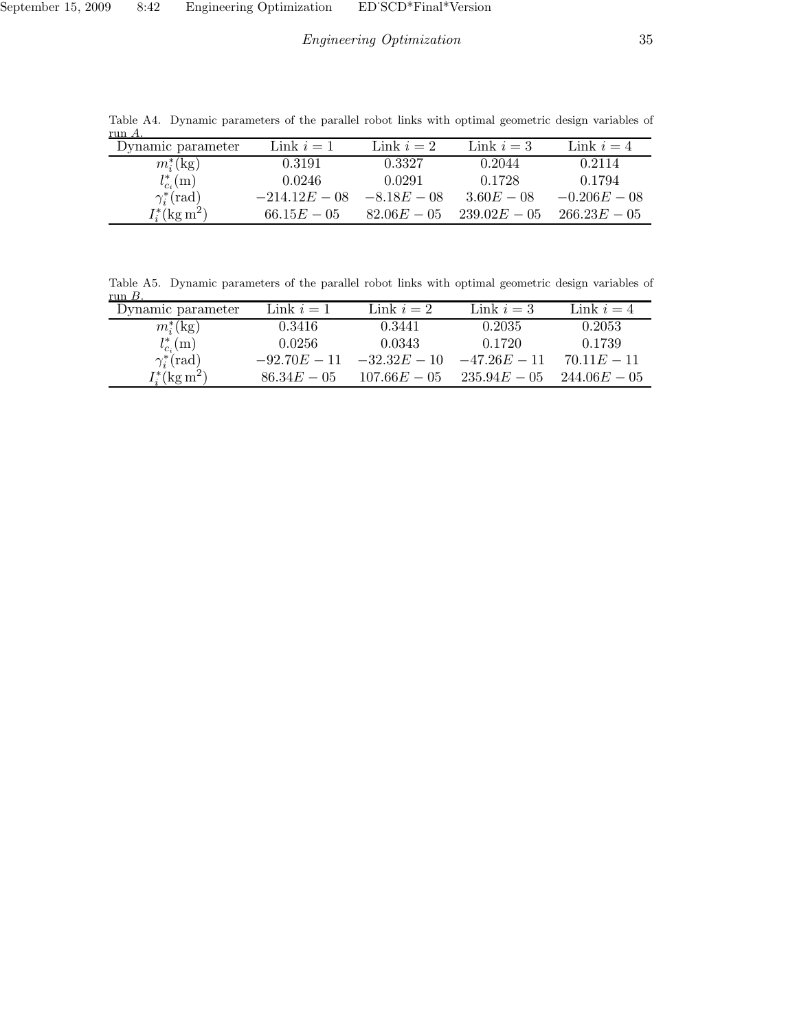Table A4. Dynamic parameters of the parallel robot links with optimal geometric design variables of run *A*.

| Dynamic parameter | Link $i = 1$ | Link $i = 2$ | Link $i = 3$ | Link $i = 4$ |
|---|---|---|---|---|
| $m_i^*$(kg) | 0.3191 | 0.3327 | 0.2044 | 0.2114 |
| $l_{c_i}^*$(m) | 0.0246 | 0.0291 | 0.1728 | 0.1794 |
| $\gamma_i^*$(rad) | $-214.12E-08$ | $-8.18E-08$ | $3.60E-08$ | $-0.206E-08$ |
| $I_i^*$(kg m$^2$) | $66.15E-05$ | $82.06E-05$ | $239.02E-05$ | $266.23E-05$ |

Table A5. Dynamic parameters of the parallel robot links with optimal geometric design variables of run *B*.

| Dynamic parameter | Link $i = 1$ | Link $i = 2$ | Link $i = 3$ | Link $i = 4$ |
|---|---|---|---|---|
| $m_i^*$(kg) | 0.3416 | 0.3441 | 0.2035 | 0.2053 |
| $l_{c_i}^*$(m) | 0.0256 | 0.0343 | 0.1720 | 0.1739 |
| $\gamma_i^*$(rad) | $-92.70E-11$ | $-32.32E-10$ | $-47.26E-11$ | $70.11E-11$ |
| $I_i^*$(kg m$^2$) | $86.34E-05$ | $107.66E-05$ | $235.94E-05$ | $244.06E-05$ |